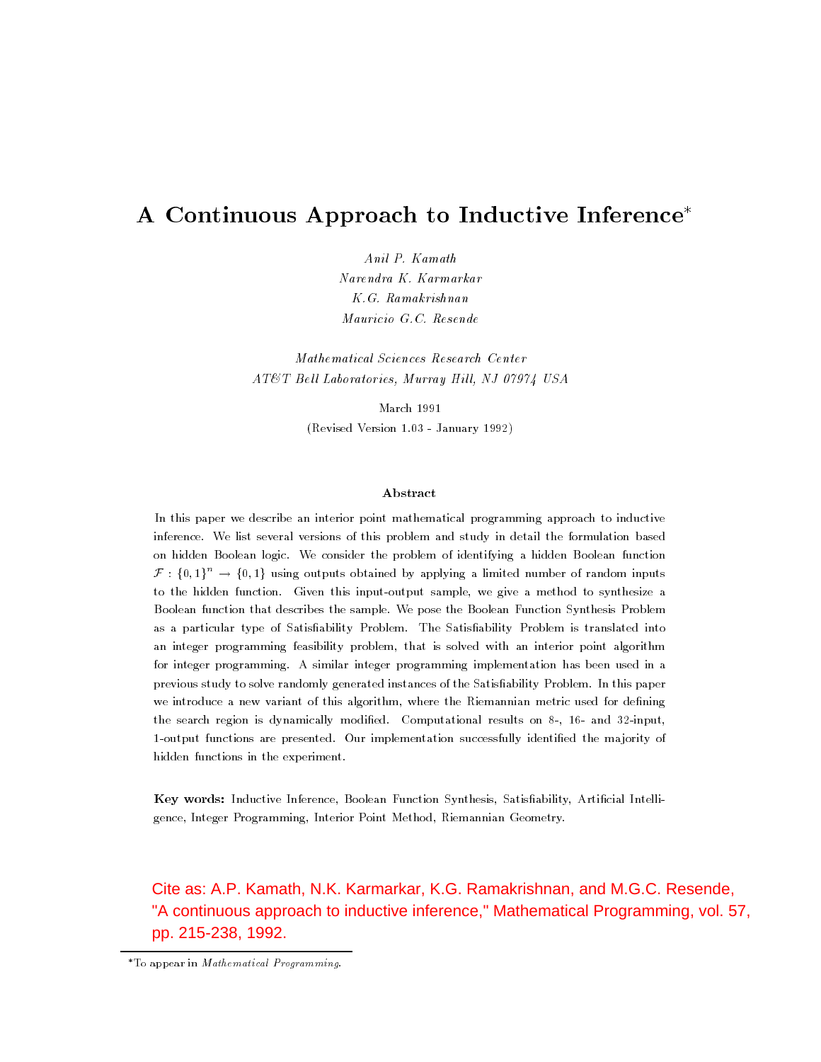# A Continuous Approach to Inductive Inference[*]

*Anil P. Kamath*
*Narendra K. Karmarkar*
*K.G. Ramakrishnan*
*Mauricio G.C. Resende*

*Mathematical Sciences Research Center*
*AT&T Bell Laboratories, Murray Hill, NJ 07974 USA*

March 1991

(Revised Version 1.03 - January 1992)

### Abstract

In this paper we describe an interior point mathematical programming approach to inductive inference. We list several versions of this problem and study in detail the formulation based on hidden Boolean logic. We consider the problem of identifying a hidden Boolean function $\mathcal{F} : \{0,1\}^n \rightarrow \{0,1\}$ using outputs obtained by applying a limited number of random inputs to the hidden function. Given this input-output sample, we give a method to synthesize a Boolean function that describes the sample. We pose the Boolean Function Synthesis Problem as a particular type of Satisfiability Problem. The Satisfiability Problem is translated into an integer programming feasibility problem, that is solved with an interior point algorithm for integer programming. A similar integer programming implementation has been used in a previous study to solve randomly generated instances of the Satisfiability Problem. In this paper we introduce a new variant of this algorithm, where the Riemannian metric used for defining the search region is dynamically modified. Computational results on 8-, 16- and 32-input, 1-output functions are presented. Our implementation successfully identified the majority of hidden functions in the experiment.

**Key words:** Inductive Inference, Boolean Function Synthesis, Satisfiability, Artificial Intelligence, Integer Programming, Interior Point Method, Riemannian Geometry.

Cite as: A.P. Kamath, N.K. Karmarkar, K.G. Ramakrishnan, and M.G.C. Resende, "A continuous approach to inductive inference," Mathematical Programming, vol. 57, pp. 215-238, 1992.

[*]To appear in *Mathematical Programming*.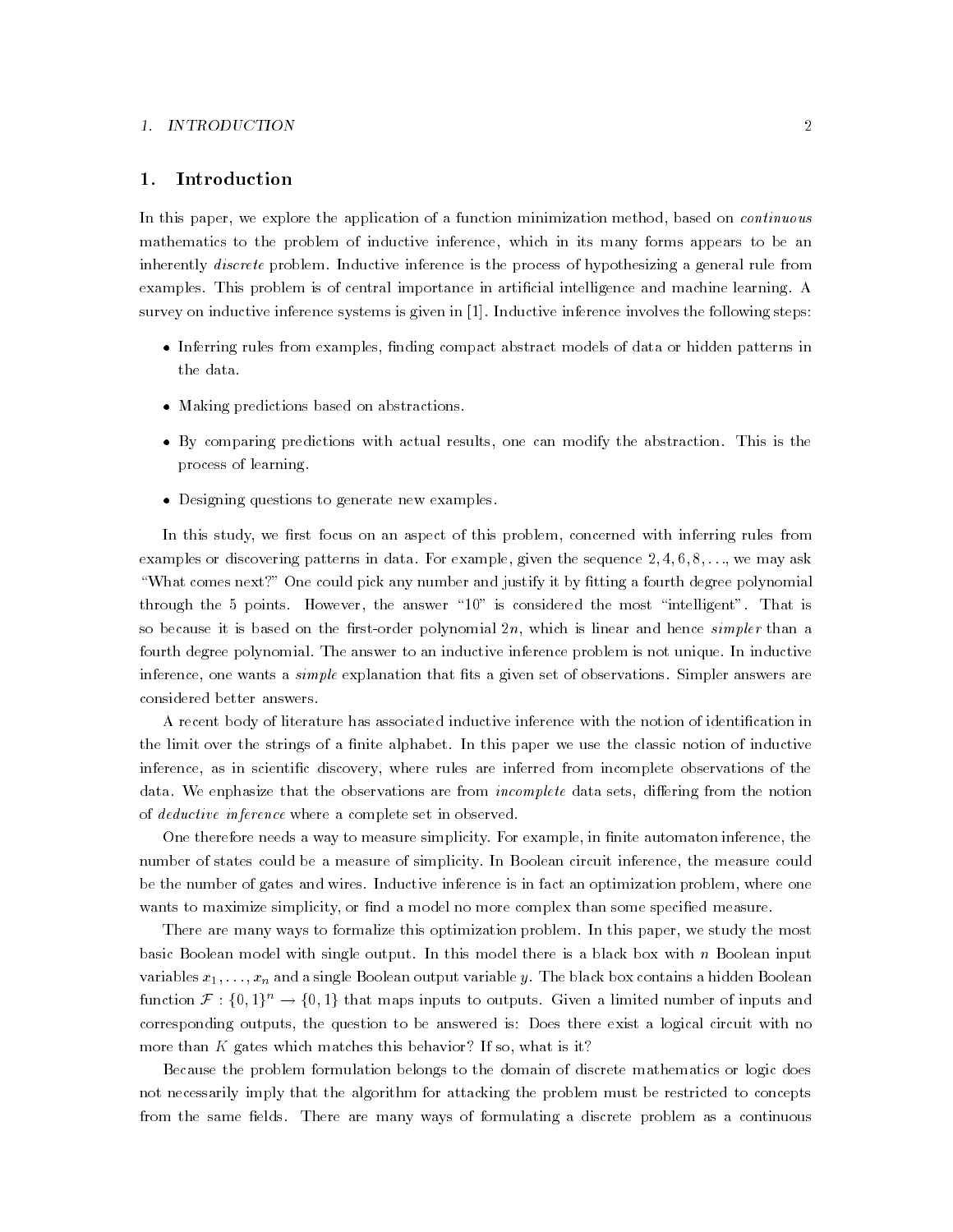## 1. Introduction

In this paper, we explore the application of a function minimization method, based on *continuous* mathematics to the problem of inductive inference, which in its many forms appears to be an inherently *discrete* problem. Inductive inference is the process of hypothesizing a general rule from examples. This problem is of central importance in artificial intelligence and machine learning. A survey on inductive inference systems is given in [1]. Inductive inference involves the following steps:

- Inferring rules from examples, finding compact abstract models of data or hidden patterns in the data.
- Making predictions based on abstractions.
- By comparing predictions with actual results, one can modify the abstraction. This is the process of learning.
- Designing questions to generate new examples.

In this study, we first focus on an aspect of this problem, concerned with inferring rules from examples or discovering patterns in data. For example, given the sequence $2, 4, 6, 8, \ldots$, we may ask "What comes next?" One could pick any number and justify it by fitting a fourth degree polynomial through the 5 points. However, the answer "10" is considered the most "intelligent". That is so because it is based on the first-order polynomial $2n$, which is linear and hence *simpler* than a fourth degree polynomial. The answer to an inductive inference problem is not unique. In inductive inference, one wants a *simple* explanation that fits a given set of observations. Simpler answers are considered better answers.

A recent body of literature has associated inductive inference with the notion of identification in the limit over the strings of a finite alphabet. In this paper we use the classic notion of inductive inference, as in scientific discovery, where rules are inferred from incomplete observations of the data. We enphasize that the observations are from *incomplete* data sets, differing from the notion of *deductive inference* where a complete set in observed.

One therefore needs a way to measure simplicity. For example, in finite automaton inference, the number of states could be a measure of simplicity. In Boolean circuit inference, the measure could be the number of gates and wires. Inductive inference is in fact an optimization problem, where one wants to maximize simplicity, or find a model no more complex than some specified measure.

There are many ways to formalize this optimization problem. In this paper, we study the most basic Boolean model with single output. In this model there is a black box with $n$ Boolean input variables $x_1, \ldots, x_n$ and a single Boolean output variable $y$. The black box contains a hidden Boolean function $\mathcal{F} : \{0, 1\}^n \rightarrow \{0, 1\}$ that maps inputs to outputs. Given a limited number of inputs and corresponding outputs, the question to be answered is: Does there exist a logical circuit with no more than $K$ gates which matches this behavior? If so, what is it?

Because the problem formulation belongs to the domain of discrete mathematics or logic does not necessarily imply that the algorithm for attacking the problem must be restricted to concepts from the same fields. There are many ways of formulating a discrete problem as a continuous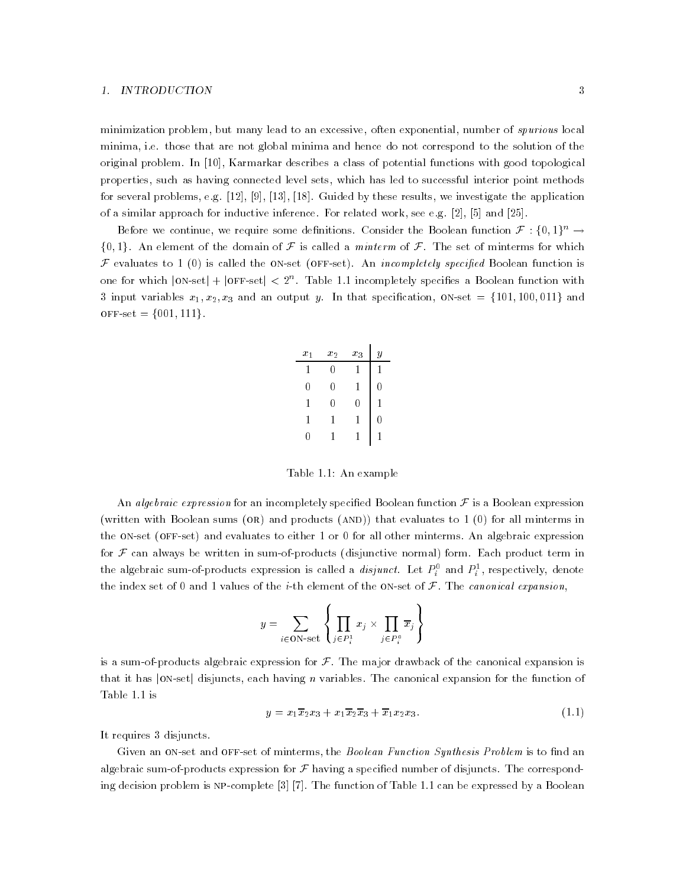minimization problem, but many lead to an excessive, often exponential, number of *spurious* local minima, i.e. those that are not global minima and hence do not correspond to the solution of the original problem. In [10], Karmarkar describes a class of potential functions with good topological properties, such as having connected level sets, which has led to successful interior point methods for several problems, e.g. [12], [9], [13], [18]. Guided by these results, we investigate the application of a similar approach for inductive inference. For related work, see e.g. [2], [5] and [25].

Before we continue, we require some definitions. Consider the Boolean function $\mathcal{F} : \{0,1\}^n \rightarrow \{0,1\}$. An element of the domain of $\mathcal{F}$ is called a *minterm* of $\mathcal{F}$. The set of minterms for which $\mathcal{F}$ evaluates to 1 (0) is called the ON-set (OFF-set). An *incompletely specified* Boolean function is one for which $|\text{ON-set}| + |\text{OFF-set}| < 2^n$. Table 1.1 incompletely specifies a Boolean function with 3 input variables $x_1, x_2, x_3$ and an output $y$. In that specification, ON-set = $\{101, 100, 011\}$ and OFF-set = $\{001, 111\}$.

| $x_1$ | $x_2$ | $x_3$ | $y$ |
|---|---|---|---|
| 1 | 0 | 1 | 1 |
| 0 | 0 | 1 | 0 |
| 1 | 0 | 0 | 1 |
| 1 | 1 | 1 | 0 |
| 0 | 1 | 1 | 1 |

Table 1.1: An example

An *algebraic expression* for an incompletely specified Boolean function $\mathcal{F}$ is a Boolean expression (written with Boolean sums (OR) and products (AND)) that evaluates to 1 (0) for all minterms in the ON-set (OFF-set) and evaluates to either 1 or 0 for all other minterms. An algebraic expression for $\mathcal{F}$ can always be written in sum-of-products (disjunctive normal) form. Each product term in the algebraic sum-of-products expression is called a *disjunct*. Let $P_i^0$ and $P_i^1$, respectively, denote the index set of 0 and 1 values of the $i$-th element of the ON-set of $\mathcal{F}$. The *canonical expansion*,

$$y = \sum_{i \in \text{ON-set}} \left\{ \prod_{j \in P_i^1} x_j \times \prod_{j \in P_i^0} \overline{x}_j \right\}$$

is a sum-of-products algebraic expression for $\mathcal{F}$. The major drawback of the canonical expansion is that it has $|\text{ON-set}|$ disjuncts, each having $n$ variables. The canonical expansion for the function of Table 1.1 is

$$y = x_1 \overline{x}_2 x_3 + x_1 \overline{x}_2 \overline{x}_3 + \overline{x}_1 x_2 x_3. \tag{1.1}$$

It requires 3 disjuncts.

Given an ON-set and OFF-set of minterms, the *Boolean Function Synthesis Problem* is to find an algebraic sum-of-products expression for $\mathcal{F}$ having a specified number of disjuncts. The corresponding decision problem is NP-complete [3] [7]. The function of Table 1.1 can be expressed by a Boolean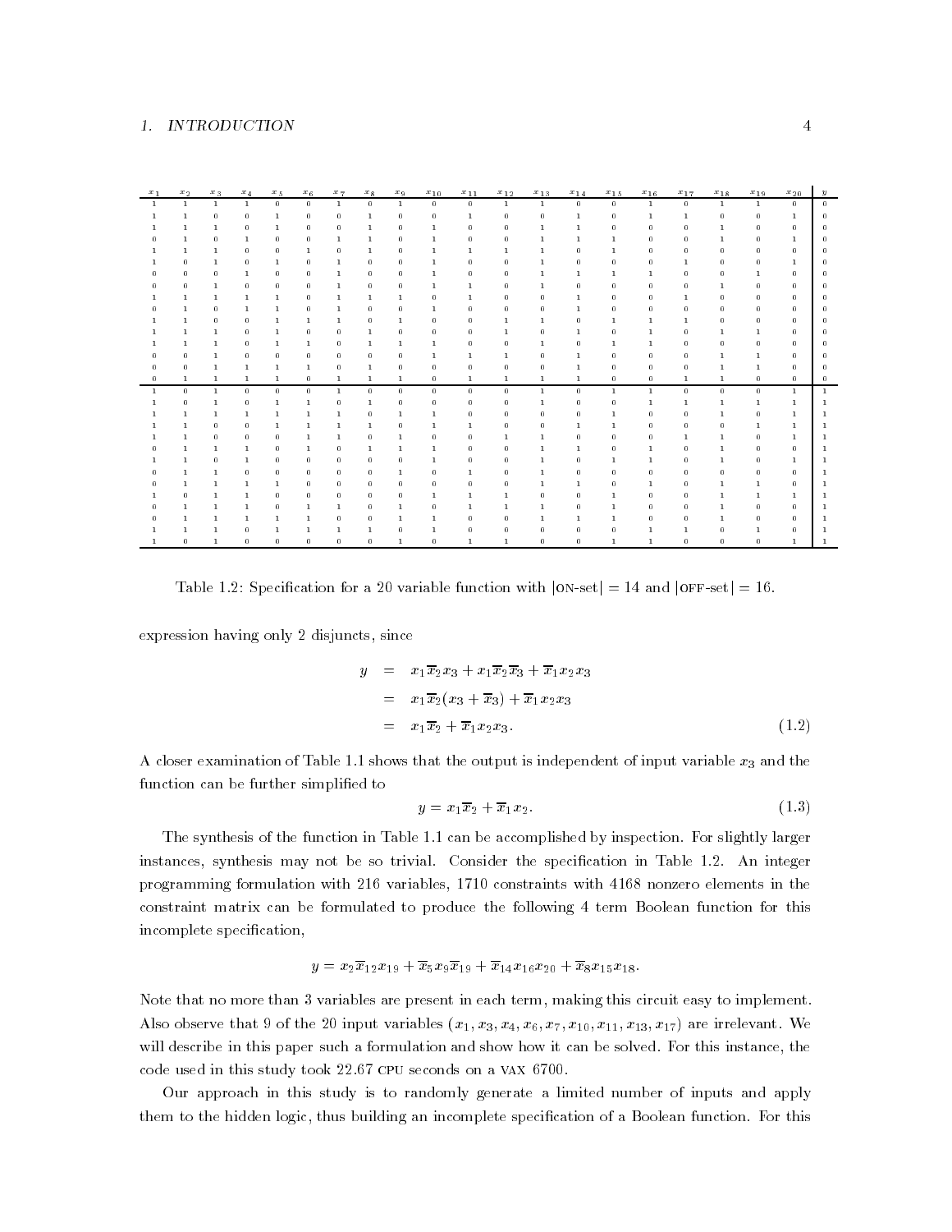| $x_1$ | $x_2$ | $x_3$ | $x_4$ | $x_5$ | $x_6$ | $x_7$ | $x_8$ | $x_9$ | $x_{10}$ | $x_{11}$ | $x_{12}$ | $x_{13}$ | $x_{14}$ | $x_{15}$ | $x_{16}$ | $x_{17}$ | $x_{18}$ | $x_{19}$ | $x_{20}$ | $y$ |
|---|---|---|---|---|---|---|---|---|---|---|---|---|---|---|---|---|---|---|---|---|
| 1 | 1 | 1 | 1 | 0 | 0 | 1 | 0 | 1 | 0 | 0 | 1 | 1 | 0 | 0 | 1 | 0 | 1 | 1 | 0 | 0 |
| 1 | 1 | 0 | 0 | 1 | 0 | 0 | 1 | 0 | 0 | 1 | 0 | 0 | 1 | 0 | 1 | 1 | 0 | 0 | 1 | 0 |
| 1 | 1 | 1 | 0 | 1 | 0 | 0 | 1 | 0 | 1 | 0 | 0 | 1 | 1 | 0 | 0 | 0 | 1 | 0 | 0 | 0 |
| 0 | 1 | 0 | 1 | 0 | 0 | 1 | 1 | 0 | 1 | 0 | 0 | 1 | 1 | 1 | 0 | 0 | 1 | 0 | 1 | 0 |
| 1 | 1 | 1 | 0 | 0 | 1 | 0 | 1 | 0 | 1 | 1 | 1 | 1 | 0 | 1 | 0 | 0 | 0 | 0 | 0 | 0 |
| 1 | 0 | 1 | 0 | 1 | 0 | 1 | 0 | 0 | 1 | 0 | 0 | 1 | 0 | 0 | 0 | 1 | 0 | 0 | 1 | 0 |
| 0 | 0 | 0 | 1 | 0 | 0 | 1 | 0 | 0 | 1 | 0 | 0 | 1 | 1 | 1 | 1 | 0 | 0 | 1 | 0 | 0 |
| 0 | 0 | 1 | 0 | 0 | 0 | 1 | 0 | 0 | 1 | 1 | 0 | 1 | 0 | 0 | 0 | 0 | 1 | 0 | 0 | 0 |
| 1 | 1 | 1 | 1 | 1 | 0 | 1 | 1 | 1 | 0 | 1 | 0 | 0 | 1 | 0 | 0 | 1 | 0 | 0 | 0 | 0 |
| 0 | 1 | 0 | 1 | 1 | 0 | 1 | 0 | 0 | 1 | 0 | 0 | 0 | 1 | 0 | 0 | 0 | 0 | 0 | 0 | 0 |
| 1 | 1 | 0 | 0 | 1 | 1 | 1 | 0 | 1 | 0 | 0 | 1 | 1 | 0 | 1 | 1 | 1 | 0 | 0 | 0 | 0 |
| 1 | 1 | 1 | 0 | 1 | 0 | 0 | 1 | 0 | 0 | 0 | 1 | 0 | 1 | 0 | 1 | 0 | 1 | 1 | 0 | 0 |
| 1 | 1 | 1 | 0 | 1 | 1 | 0 | 1 | 1 | 1 | 0 | 0 | 1 | 0 | 1 | 1 | 0 | 0 | 0 | 0 | 0 |
| 0 | 0 | 1 | 0 | 0 | 0 | 0 | 0 | 0 | 1 | 1 | 1 | 0 | 1 | 0 | 0 | 0 | 1 | 1 | 0 | 0 |
| 0 | 0 | 1 | 1 | 1 | 1 | 0 | 1 | 0 | 0 | 0 | 0 | 0 | 1 | 0 | 0 | 0 | 1 | 1 | 0 | 0 |
| 0 | 1 | 1 | 1 | 1 | 0 | 1 | 1 | 1 | 0 | 1 | 1 | 1 | 1 | 0 | 0 | 1 | 1 | 0 | 0 | 0 |
| 1 | 0 | 1 | 0 | 0 | 0 | 1 | 0 | 0 | 0 | 0 | 0 | 1 | 0 | 1 | 1 | 0 | 0 | 0 | 1 | 1 |
| 1 | 0 | 1 | 0 | 1 | 1 | 0 | 1 | 0 | 0 | 0 | 0 | 1 | 0 | 0 | 1 | 1 | 1 | 1 | 1 | 1 |
| 1 | 1 | 1 | 1 | 1 | 1 | 1 | 0 | 1 | 1 | 0 | 0 | 0 | 0 | 1 | 0 | 0 | 1 | 0 | 1 | 1 |
| 1 | 1 | 0 | 0 | 1 | 1 | 1 | 1 | 0 | 1 | 1 | 0 | 0 | 1 | 1 | 0 | 0 | 0 | 1 | 1 | 1 |
| 1 | 1 | 0 | 0 | 0 | 1 | 1 | 0 | 1 | 0 | 0 | 1 | 1 | 0 | 0 | 0 | 1 | 1 | 0 | 1 | 1 |
| 0 | 1 | 1 | 1 | 0 | 1 | 0 | 1 | 1 | 1 | 0 | 0 | 1 | 1 | 0 | 1 | 0 | 1 | 0 | 0 | 1 |
| 1 | 1 | 0 | 1 | 0 | 0 | 0 | 0 | 0 | 1 | 0 | 0 | 1 | 0 | 1 | 1 | 0 | 1 | 0 | 1 | 1 |
| 0 | 1 | 1 | 0 | 0 | 0 | 0 | 0 | 1 | 0 | 1 | 0 | 1 | 0 | 0 | 0 | 0 | 0 | 0 | 0 | 1 |
| 0 | 1 | 1 | 1 | 1 | 0 | 0 | 0 | 0 | 0 | 0 | 0 | 1 | 1 | 0 | 1 | 0 | 1 | 1 | 0 | 1 |
| 1 | 0 | 1 | 1 | 0 | 0 | 0 | 0 | 0 | 1 | 1 | 1 | 0 | 0 | 1 | 0 | 0 | 1 | 1 | 1 | 1 |
| 0 | 1 | 1 | 1 | 0 | 1 | 1 | 0 | 1 | 0 | 1 | 1 | 1 | 0 | 1 | 0 | 0 | 1 | 0 | 0 | 1 |
| 0 | 1 | 1 | 1 | 1 | 1 | 0 | 0 | 1 | 1 | 0 | 0 | 1 | 1 | 1 | 0 | 0 | 1 | 0 | 0 | 1 |
| 1 | 1 | 1 | 0 | 1 | 1 | 1 | 1 | 0 | 1 | 0 | 0 | 0 | 0 | 0 | 1 | 1 | 0 | 1 | 0 | 1 |
| 1 | 0 | 1 | 0 | 0 | 0 | 0 | 0 | 1 | 0 | 1 | 1 | 0 | 0 | 1 | 1 | 0 | 0 | 0 | 1 | 1 |

Table 1.2: Specification for a 20 variable function with |ON-set| = 14 and |OFF-set| = 16.

expression having only 2 disjuncts, since

$$\begin{aligned} y &= x_1\overline{x}_2x_3 + x_1\overline{x}_2\overline{x}_3 + \overline{x}_1x_2x_3 \\ &= x_1\overline{x}_2(x_3 + \overline{x}_3) + \overline{x}_1x_2x_3 \\ &= x_1\overline{x}_2 + \overline{x}_1x_2x_3. \end{aligned} \tag{1.2}$$

A closer examination of Table 1.1 shows that the output is independent of input variable $x_3$ and the function can be further simplified to

$$y = x_1\overline{x}_2 + \overline{x}_1x_2. \tag{1.3}$$

The synthesis of the function in Table 1.1 can be accomplished by inspection. For slightly larger instances, synthesis may not be so trivial. Consider the specification in Table 1.2. An integer programming formulation with 216 variables, 1710 constraints with 4168 nonzero elements in the constraint matrix can be formulated to produce the following 4 term Boolean function for this incomplete specification,

$$y = x_2\overline{x}_{12}x_{19} + \overline{x}_5x_9\overline{x}_{19} + \overline{x}_{14}x_{16}x_{20} + \overline{x}_8x_{15}x_{18}.$$

Note that no more than 3 variables are present in each term, making this circuit easy to implement. Also observe that 9 of the 20 input variables ($x_1, x_3, x_4, x_6, x_7, x_{10}, x_{11}, x_{13}, x_{17}$) are irrelevant. We will describe in this paper such a formulation and show how it can be solved. For this instance, the code used in this study took 22.67 CPU seconds on a VAX 6700.

Our approach in this study is to randomly generate a limited number of inputs and apply them to the hidden logic, thus building an incomplete specification of a Boolean function. For this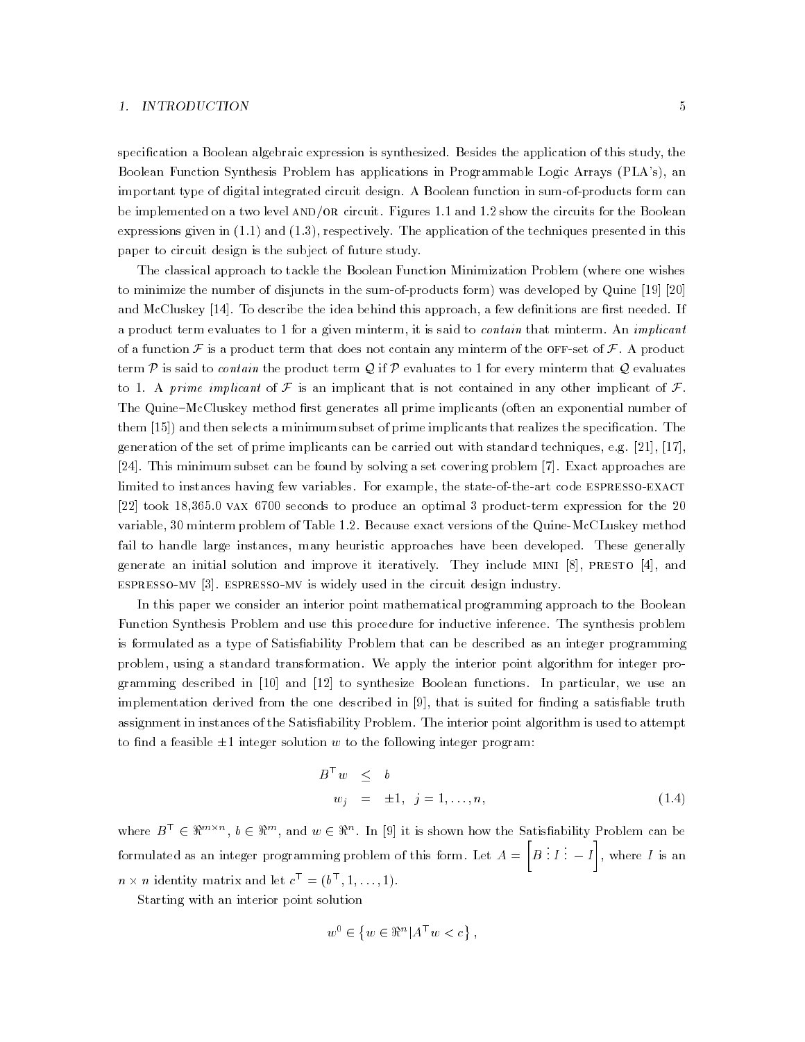specification a Boolean algebraic expression is synthesized. Besides the application of this study, the Boolean Function Synthesis Problem has applications in Programmable Logic Arrays (PLA's), an important type of digital integrated circuit design. A Boolean function in sum-of-products form can be implemented on a two level AND/OR circuit. Figures 1.1 and 1.2 show the circuits for the Boolean expressions given in (1.1) and (1.3), respectively. The application of the techniques presented in this paper to circuit design is the subject of future study.

The classical approach to tackle the Boolean Function Minimization Problem (where one wishes to minimize the number of disjuncts in the sum-of-products form) was developed by Quine [19] [20] and McCluskey [14]. To describe the idea behind this approach, a few definitions are first needed. If a product term evaluates to 1 for a given minterm, it is said to *contain* that minterm. An *implicant* of a function $\mathcal{F}$ is a product term that does not contain any minterm of the OFF-set of $\mathcal{F}$. A product term $\mathcal{P}$ is said to *contain* the product term $\mathcal{Q}$ if $\mathcal{P}$ evaluates to 1 for every minterm that $\mathcal{Q}$ evaluates to 1. A *prime implicant* of $\mathcal{F}$ is an implicant that is not contained in any other implicant of $\mathcal{F}$. The Quine–McCluskey method first generates all prime implicants (often an exponential number of them [15]) and then selects a minimum subset of prime implicants that realizes the specification. The generation of the set of prime implicants can be carried out with standard techniques, e.g. [21], [17], [24]. This minimum subset can be found by solving a set covering problem [7]. Exact approaches are limited to instances having few variables. For example, the state-of-the-art code ESPRESSO-EXACT [22] took 18,365.0 VAX 6700 seconds to produce an optimal 3 product-term expression for the 20 variable, 30 minterm problem of Table 1.2. Because exact versions of the Quine-McCLuskey method fail to handle large instances, many heuristic approaches have been developed. These generally generate an initial solution and improve it iteratively. They include MINI [8], PRESTO [4], and ESPRESSO-MV [3]. ESPRESSO-MV is widely used in the circuit design industry.

In this paper we consider an interior point mathematical programming approach to the Boolean Function Synthesis Problem and use this procedure for inductive inference. The synthesis problem is formulated as a type of Satisfiability Problem that can be described as an integer programming problem, using a standard transformation. We apply the interior point algorithm for integer programming described in [10] and [12] to synthesize Boolean functions. In particular, we use an implementation derived from the one described in [9], that is suited for finding a satisfiable truth assignment in instances of the Satisfiability Problem. The interior point algorithm is used to attempt to find a feasible $\pm 1$ integer solution $w$ to the following integer program:

$$
\begin{aligned}
B^\top w &\leq b \\
w_j &= \pm 1, \quad j = 1, \ldots, n,
\end{aligned}
\tag{1.4}
$$

where $B^\top \in \Re^{m \times n}$, $b \in \Re^m$, and $w \in \Re^n$. In [9] it is shown how the Satisfiability Problem can be formulated as an integer programming problem of this form. Let $A = \left[ B \vdots I \vdots -I \right]$, where $I$ is an $n \times n$ identity matrix and let $c^\top = (b^\top, 1, \ldots, 1)$.

Starting with an interior point solution

$$
w^0 \in \left\{ w \in \Re^n | A^\top w < c \right\},
$$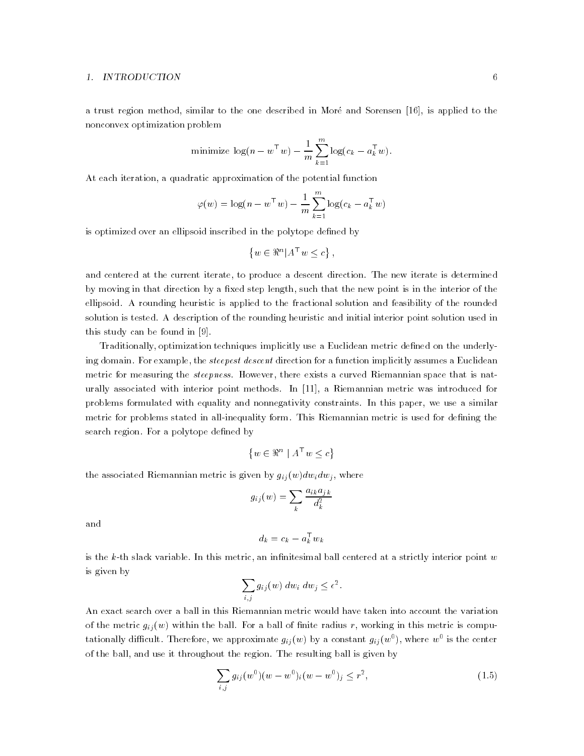a trust region method, similar to the one described in Moré and Sorensen [16], is applied to the nonconvex optimization problem

$$\text{minimize } \log(n - w^\top w) - \frac{1}{m}\sum_{k=1}^{m} \log(c_k - a_k^\top w).$$

At each iteration, a quadratic approximation of the potential function

$$\varphi(w) = \log(n - w^\top w) - \frac{1}{m}\sum_{k=1}^{m} \log(c_k - a_k^\top w)$$

is optimized over an ellipsoid inscribed in the polytope defined by

$$\left\{ w \in \Re^n | A^\top w \leq c \right\},$$

and centered at the current iterate, to produce a descent direction. The new iterate is determined by moving in that direction by a fixed step length, such that the new point is in the interior of the ellipsoid. A rounding heuristic is applied to the fractional solution and feasibility of the rounded solution is tested. A description of the rounding heuristic and initial interior point solution used in this study can be found in [9].

Traditionally, optimization techniques implicitly use a Euclidean metric defined on the underlying domain. For example, the *steepest descent* direction for a function implicitly assumes a Euclidean metric for measuring the *steepness*. However, there exists a curved Riemannian space that is naturally associated with interior point methods. In [11], a Riemannian metric was introduced for problems formulated with equality and nonnegativity constraints. In this paper, we use a similar metric for problems stated in all-inequality form. This Riemannian metric is used for defining the search region. For a polytope defined by

$$\left\{ w \in \Re^n \mid A^\top w \leq c \right\}$$

the associated Riemannian metric is given by $g_{ij}(w) dw_i dw_j$, where

$$g_{ij}(w) = \sum_k \frac{a_{ik} a_{jk}}{d_k^2}$$

and

$$d_k = c_k - a_k^\top w_k$$

is the $k$-th slack variable. In this metric, an infinitesimal ball centered at a strictly interior point $w$ is given by

$$\sum_{i,j} g_{ij}(w)\, dw_i\, dw_j \leq \epsilon^2.$$

An exact search over a ball in this Riemannian metric would have taken into account the variation of the metric $g_{ij}(w)$ within the ball. For a ball of finite radius $r$, working in this metric is computationally difficult. Therefore, we approximate $g_{ij}(w)$ by a constant $g_{ij}(w^0)$, where $w^0$ is the center of the ball, and use it throughout the region. The resulting ball is given by

$$\sum_{i,j} g_{ij}(w^0)(w - w^0)_i (w - w^0)_j \leq r^2, \tag{1.5}$$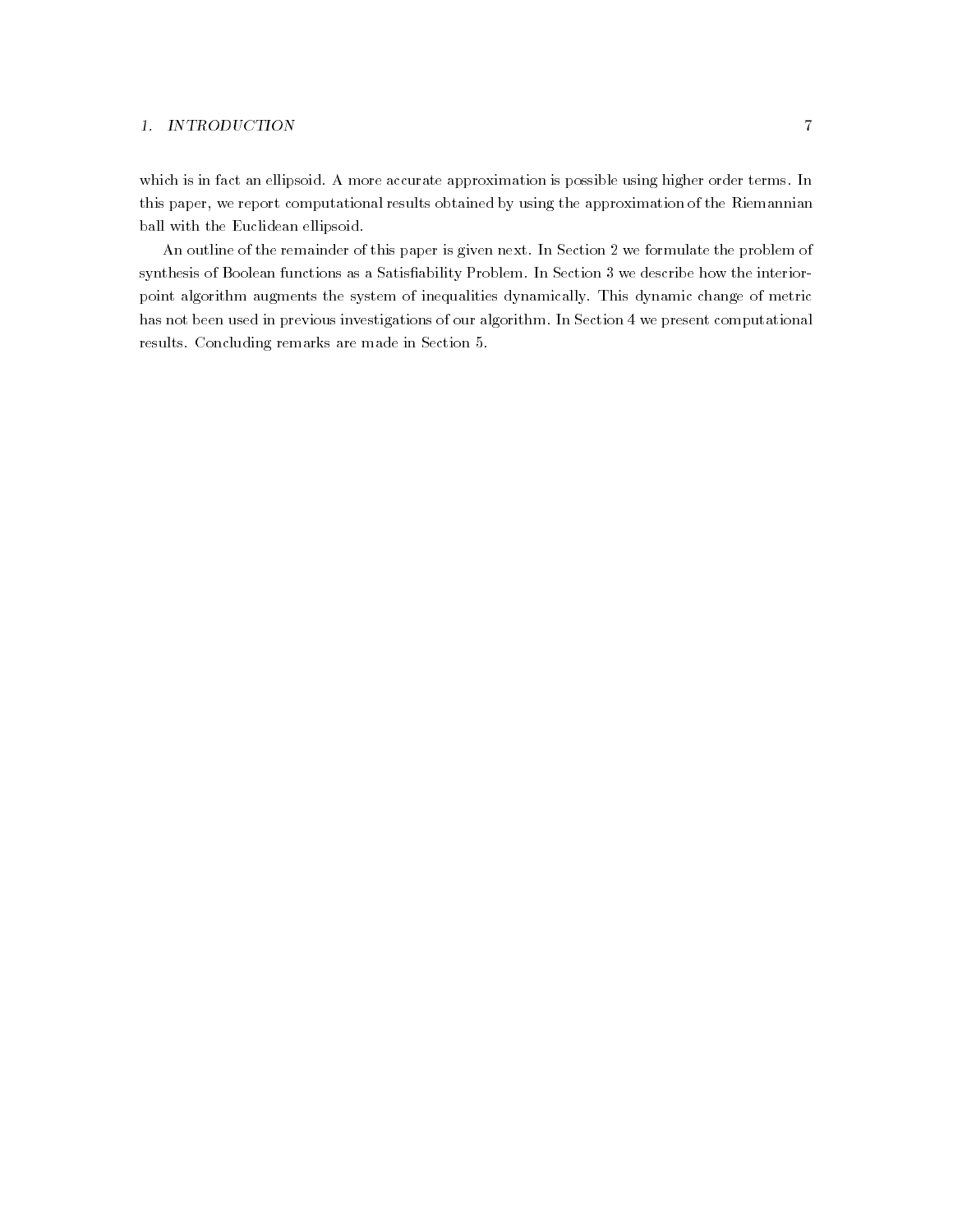which is in fact an ellipsoid. A more accurate approximation is possible using higher order terms. In this paper, we report computational results obtained by using the approximation of the Riemannian ball with the Euclidean ellipsoid.

An outline of the remainder of this paper is given next. In Section 2 we formulate the problem of synthesis of Boolean functions as a Satisfiability Problem. In Section 3 we describe how the interior-point algorithm augments the system of inequalities dynamically. This dynamic change of metric has not been used in previous investigations of our algorithm. In Section 4 we present computational results. Concluding remarks are made in Section 5.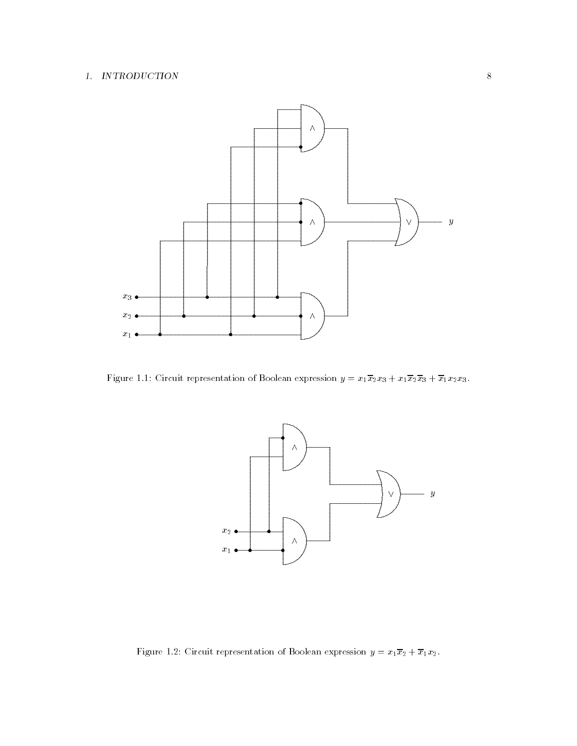$x_3$

$x_2$

$x_1$

$y$

Figure 1.1: Circuit representation of Boolean expression $y = x_1\overline{x}_2x_3 + x_1\overline{x}_2\overline{x}_3 + \overline{x}_1x_2x_3$.

$x_2$

$x_1$

$y$

Figure 1.2: Circuit representation of Boolean expression $y = x_1\overline{x}_2 + \overline{x}_1x_2$.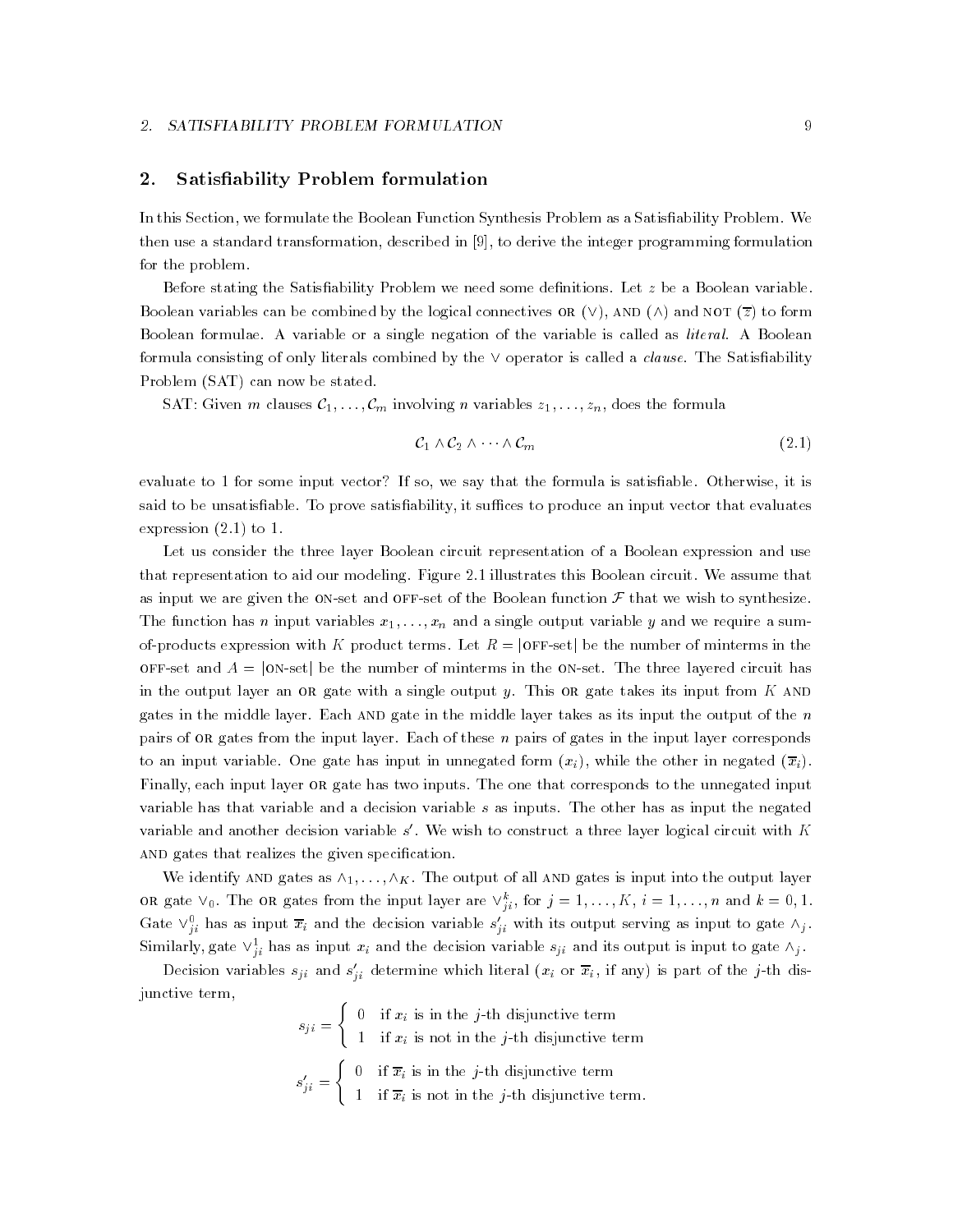## 2. Satisfiability Problem formulation

In this Section, we formulate the Boolean Function Synthesis Problem as a Satisfiability Problem. We then use a standard transformation, described in [9], to derive the integer programming formulation for the problem.

Before stating the Satisfiability Problem we need some definitions. Let $z$ be a Boolean variable. Boolean variables can be combined by the logical connectives OR ($\vee$), AND ($\wedge$) and NOT ($\overline{z}$) to form Boolean formulae. A variable or a single negation of the variable is called as *literal*. A Boolean formula consisting of only literals combined by the $\vee$ operator is called a *clause*. The Satisfiability Problem (SAT) can now be stated.

SAT: Given $m$ clauses $\mathcal{C}_1, \ldots, \mathcal{C}_m$ involving $n$ variables $z_1, \ldots, z_n$, does the formula

$$\mathcal{C}_1 \wedge \mathcal{C}_2 \wedge \cdots \wedge \mathcal{C}_m \tag{2.1}$$

evaluate to 1 for some input vector? If so, we say that the formula is satisfiable. Otherwise, it is said to be unsatisfiable. To prove satisfiability, it suffices to produce an input vector that evaluates expression (2.1) to 1.

Let us consider the three layer Boolean circuit representation of a Boolean expression and use that representation to aid our modeling. Figure 2.1 illustrates this Boolean circuit. We assume that as input we are given the ON-set and OFF-set of the Boolean function $\mathcal{F}$ that we wish to synthesize. The function has $n$ input variables $x_1, \ldots, x_n$ and a single output variable $y$ and we require a sum-of-products expression with $K$ product terms. Let $R = |\text{OFF-set}|$ be the number of minterms in the OFF-set and $A = |\text{ON-set}|$ be the number of minterms in the ON-set. The three layered circuit has in the output layer an OR gate with a single output $y$. This OR gate takes its input from $K$ AND gates in the middle layer. Each AND gate in the middle layer takes as its input the output of the $n$ pairs of OR gates from the input layer. Each of these $n$ pairs of gates in the input layer corresponds to an input variable. One gate has input in unnegated form ($x_i$), while the other in negated ($\overline{x}_i$). Finally, each input layer OR gate has two inputs. The one that corresponds to the unnegated input variable has that variable and a decision variable $s$ as inputs. The other has as input the negated variable and another decision variable $s'$. We wish to construct a three layer logical circuit with $K$ AND gates that realizes the given specification.

We identify AND gates as $\wedge_1, \ldots, \wedge_K$. The output of all AND gates is input into the output layer OR gate $\vee_0$. The OR gates from the input layer are $\vee_{ji}^k$, for $j = 1, \ldots, K$, $i = 1, \ldots, n$ and $k = 0, 1$. Gate $\vee_{ji}^0$ has as input $\overline{x}_i$ and the decision variable $s'_{ji}$ with its output serving as input to gate $\wedge_j$. Similarly, gate $\vee_{ji}^1$ has as input $x_i$ and the decision variable $s_{ji}$ and its output is input to gate $\wedge_j$.

Decision variables $s_{ji}$ and $s'_{ji}$ determine which literal ($x_i$ or $\overline{x}_i$, if any) is part of the $j$-th disjunctive term,

$$s_{ji} = \begin{cases} 0 & \text{if } x_i \text{ is in the } j\text{-th disjunctive term} \\ 1 & \text{if } x_i \text{ is not in the } j\text{-th disjunctive term} \end{cases}$$

$$s'_{ji} = \begin{cases} 0 & \text{if } \overline{x}_i \text{ is in the } j\text{-th disjunctive term} \\ 1 & \text{if } \overline{x}_i \text{ is not in the } j\text{-th disjunctive term.} \end{cases}$$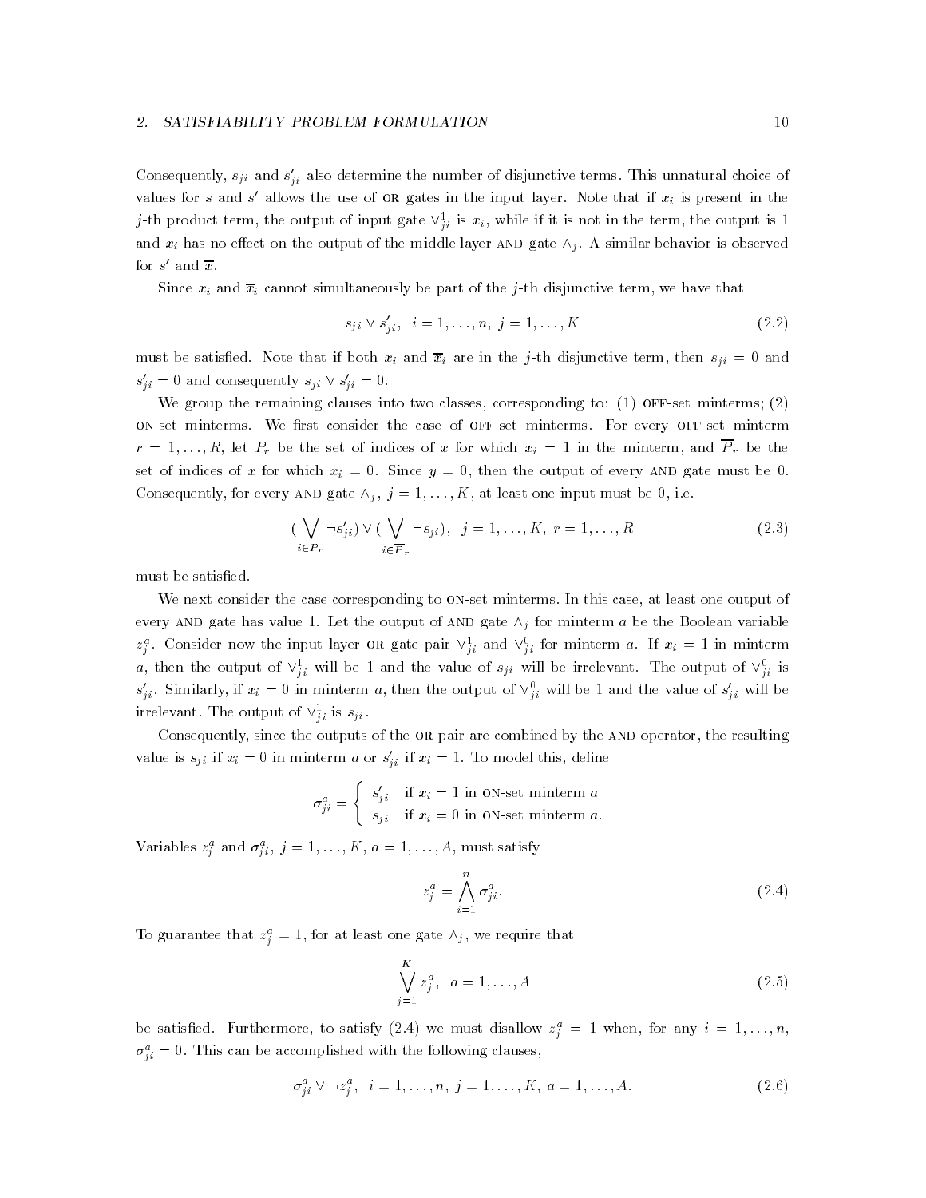Consequently, $s_{ji}$ and $s'_{ji}$ also determine the number of disjunctive terms. This unnatural choice of values for $s$ and $s'$ allows the use of OR gates in the input layer. Note that if $x_i$ is present in the $j$-th product term, the output of input gate $\vee^1_{ji}$ is $x_i$, while if it is not in the term, the output is 1 and $x_i$ has no effect on the output of the middle layer AND gate $\wedge_j$. A similar behavior is observed for $s'$ and $\overline{x}$.

Since $x_i$ and $\overline{x}_i$ cannot simultaneously be part of the $j$-th disjunctive term, we have that

$$s_{ji} \vee s'_{ji}, \quad i = 1, \ldots, n, \; j = 1, \ldots, K \tag{2.2}$$

must be satisfied. Note that if both $x_i$ and $\overline{x}_i$ are in the $j$-th disjunctive term, then $s_{ji} = 0$ and $s'_{ji} = 0$ and consequently $s_{ji} \vee s'_{ji} = 0$.

We group the remaining clauses into two classes, corresponding to: (1) OFF-set minterms; (2) ON-set minterms. We first consider the case of OFF-set minterms. For every OFF-set minterm $r = 1, \ldots, R$, let $P_r$ be the set of indices of $x$ for which $x_i = 1$ in the minterm, and $\overline{P}_r$ be the set of indices of $x$ for which $x_i = 0$. Since $y = 0$, then the output of every AND gate must be 0. Consequently, for every AND gate $\wedge_j$, $j = 1, \ldots, K$, at least one input must be 0, i.e.

$$\left( \bigvee_{i \in P_r} \neg s'_{ji} \right) \vee \left( \bigvee_{i \in \overline{P}_r} \neg s_{ji} \right), \quad j = 1, \ldots, K, \; r = 1, \ldots, R \tag{2.3}$$

must be satisfied.

We next consider the case corresponding to ON-set minterms. In this case, at least one output of every AND gate has value 1. Let the output of AND gate $\wedge_j$ for minterm $a$ be the Boolean variable $z^a_j$. Consider now the input layer OR gate pair $\vee^1_{ji}$ and $\vee^0_{ji}$ for minterm $a$. If $x_i = 1$ in minterm $a$, then the output of $\vee^1_{ji}$ will be 1 and the value of $s_{ji}$ will be irrelevant. The output of $\vee^0_{ji}$ is $s'_{ji}$. Similarly, if $x_i = 0$ in minterm $a$, then the output of $\vee^0_{ji}$ will be 1 and the value of $s'_{ji}$ will be irrelevant. The output of $\vee^1_{ji}$ is $s_{ji}$.

Consequently, since the outputs of the OR pair are combined by the AND operator, the resulting value is $s_{ji}$ if $x_i = 0$ in minterm $a$ or $s'_{ji}$ if $x_i = 1$. To model this, define

$$\sigma^a_{ji} = \begin{cases} s'_{ji} & \text{if } x_i = 1 \text{ in ON-set minterm } a \\ s_{ji} & \text{if } x_i = 0 \text{ in ON-set minterm } a. \end{cases}$$

Variables $z^a_j$ and $\sigma^a_{ji}$, $j = 1, \ldots, K$, $a = 1, \ldots, A$, must satisfy

$$z^a_j = \bigwedge_{i=1}^{n} \sigma^a_{ji}. \tag{2.4}$$

To guarantee that $z^a_j = 1$, for at least one gate $\wedge_j$, we require that

$$\bigvee_{j=1}^{K} z^a_j, \quad a = 1, \ldots, A \tag{2.5}$$

be satisfied. Furthermore, to satisfy (2.4) we must disallow $z^a_j = 1$ when, for any $i = 1, \ldots, n$, $\sigma^a_{ji} = 0$. This can be accomplished with the following clauses,

$$\sigma^a_{ji} \vee \neg z^a_j, \quad i = 1, \ldots, n, \; j = 1, \ldots, K, \; a = 1, \ldots, A. \tag{2.6}$$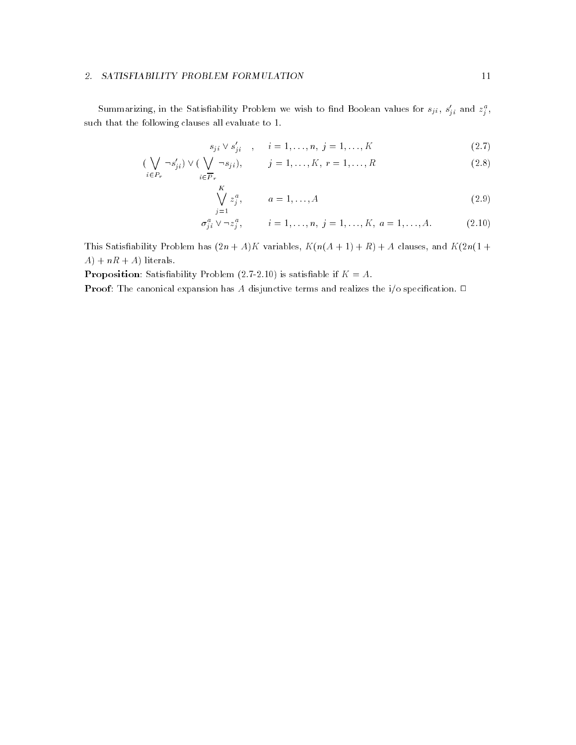Summarizing, in the Satisfiability Problem we wish to find Boolean values for $s_{ji}$, $s'_{ji}$ and $z^a_j$, such that the following clauses all evaluate to 1.

$$s_{ji} \vee s'_{ji} \quad , \qquad i = 1, \ldots, n, \; j = 1, \ldots, K \tag{2.7}$$

$$(\bigvee_{i \in P_r} \neg s'_{ji}) \vee (\bigvee_{i \in \overline{P}_r} \neg s_{ji}), \qquad j = 1, \ldots, K, \; r = 1, \ldots, R \tag{2.8}$$

$$\bigvee_{j=1}^{K} z^a_j, \qquad a = 1, \ldots, A \tag{2.9}$$

$$\sigma^a_{ji} \vee \neg z^a_j, \qquad i = 1, \ldots, n, \; j = 1, \ldots, K, \; a = 1, \ldots, A. \tag{2.10}$$

This Satisfiability Problem has $(2n + A)K$ variables, $K(n(A+1) + R) + A$ clauses, and $K(2n(1 + A) + nR + A)$ literals.

**Proposition**: Satisfiability Problem (2.7-2.10) is satisfiable if $K = A$.

**Proof**: The canonical expansion has $A$ disjunctive terms and realizes the i/o specification. □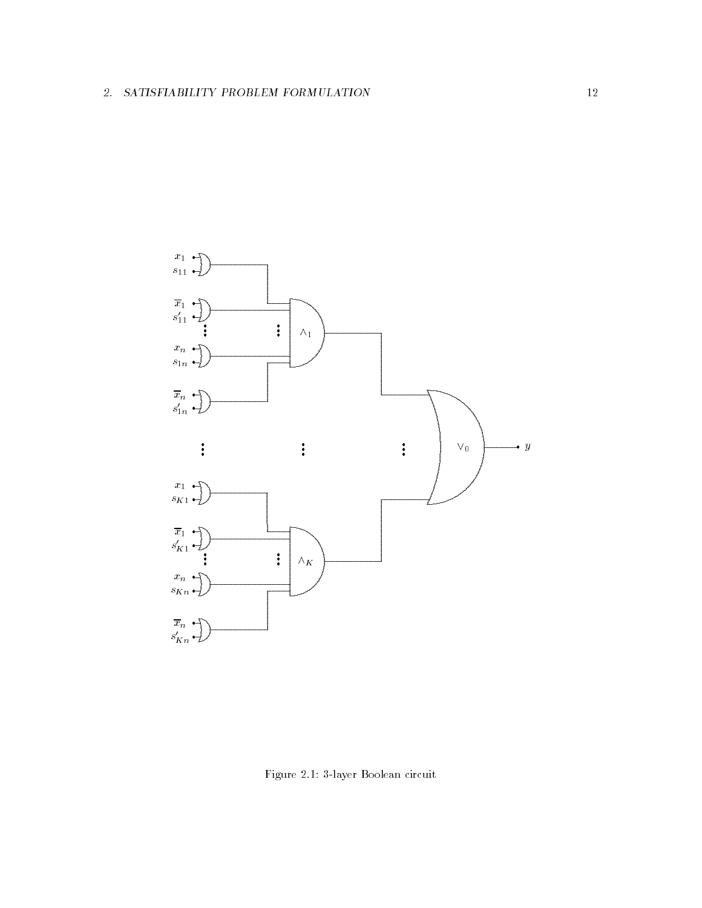$x_1$
$s_{11}$
$\overline{x}_1$
$s'_{11}$
$x_n$
$s_{1n}$
$\overline{x}_n$
$s'_{1n}$
$\wedge_1$
$\vee_0$
$y$
$x_1$
$s_{K1}$
$\overline{x}_1$
$s'_{K1}$
$x_n$
$s_{Kn}$
$\overline{x}_n$
$s'_{Kn}$
$\wedge_K$

Figure 2.1: 3-layer Boolean circuit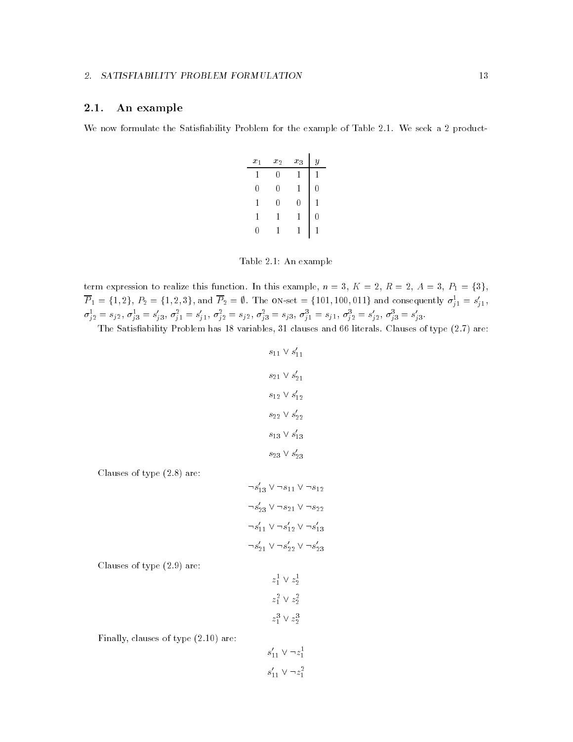## 2.1. An example

We now formulate the Satisfiability Problem for the example of Table 2.1. We seek a 2 product-

| $x_1$ | $x_2$ | $x_3$ | $y$ |
|---|---|---|---|
| 1 | 0 | 1 | 1 |
| 0 | 0 | 1 | 0 |
| 1 | 0 | 0 | 1 |
| 1 | 1 | 1 | 0 |
| 0 | 1 | 1 | 1 |

Table 2.1: An example

term expression to realize this function. In this example, $n = 3$, $K = 2$, $R = 2$, $A = 3$, $P_1 = \{3\}$, $\overline{P}_1 = \{1, 2\}$, $P_2 = \{1, 2, 3\}$, and $\overline{P}_2 = \emptyset$. The ON-set $= \{101, 100, 011\}$ and consequently $\sigma^1_{j1} = s'_{j1}$, $\sigma^1_{j2} = s_{j2}$, $\sigma^1_{j3} = s'_{j3}$, $\sigma^2_{j1} = s'_{j1}$, $\sigma^2_{j2} = s_{j2}$, $\sigma^2_{j3} = s_{j3}$, $\sigma^3_{j1} = s_{j1}$, $\sigma^3_{j2} = s'_{j2}$, $\sigma^3_{j3} = s'_{j3}$.

The Satisfiability Problem has 18 variables, 31 clauses and 66 literals. Clauses of type (2.7) are:

$$s_{11} \vee s'_{11}$$

$$s_{21} \vee s'_{21}$$

$$s_{12} \vee s'_{12}$$

$$s_{22} \vee s'_{22}$$

$$s_{13} \vee s'_{13}$$

$$s_{23} \vee s'_{23}$$

Clauses of type (2.8) are:

$$\neg s'_{13} \vee \neg s_{11} \vee \neg s_{12}$$

$$\neg s'_{23} \vee \neg s_{21} \vee \neg s_{22}$$

$$\neg s'_{11} \vee \neg s'_{12} \vee \neg s'_{13}$$

$$\neg s'_{21} \vee \neg s'_{22} \vee \neg s'_{23}$$

Clauses of type (2.9) are:

$$z^1_1 \vee z^1_2$$

$$z^2_1 \vee z^2_2$$

$$z^3_1 \vee z^3_2$$

Finally, clauses of type (2.10) are:

$$s'_{11} \vee \neg z^1_1$$

$$s'_{11} \vee \neg z^2_1$$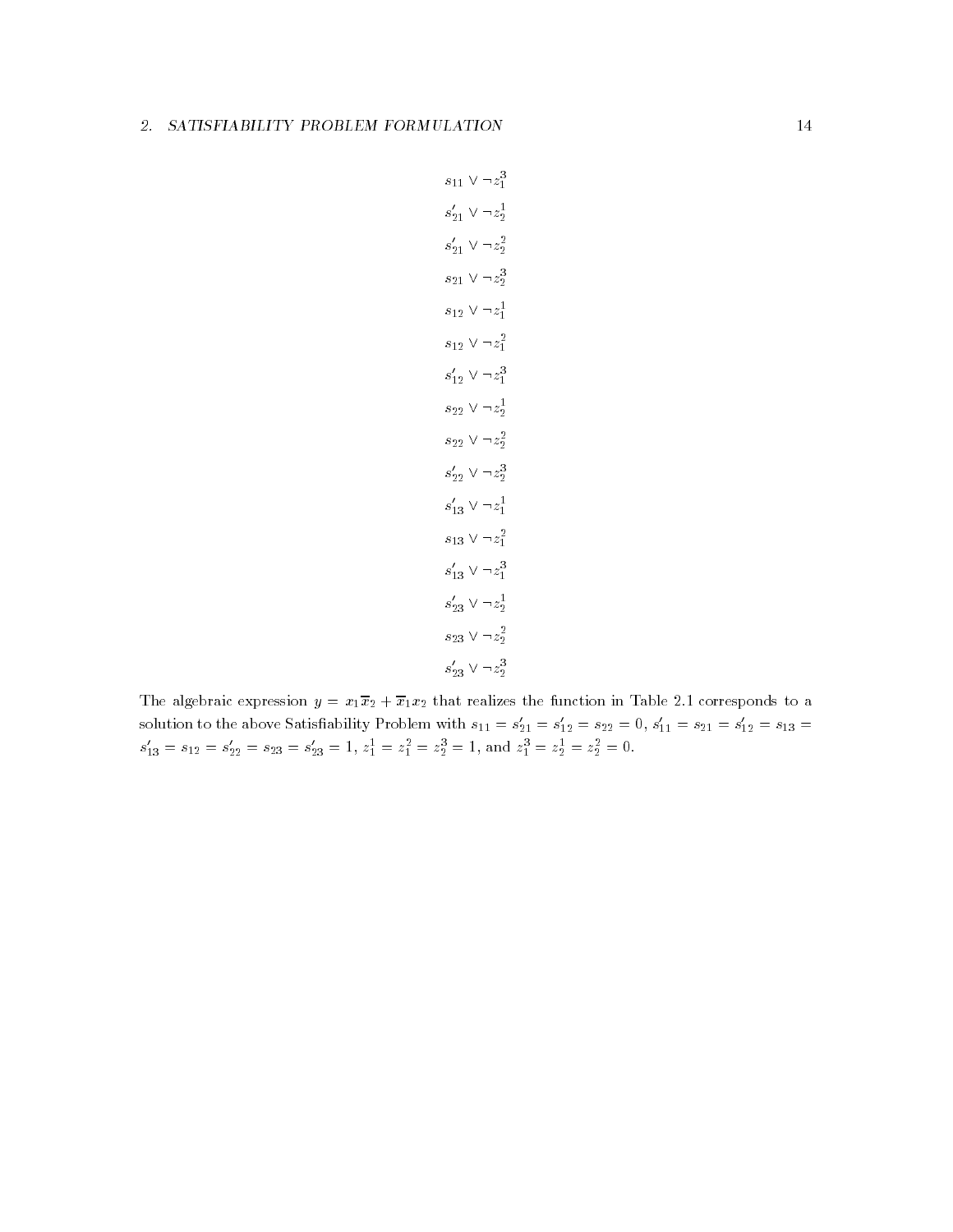$$s_{11} \vee \neg z_1^3$$

$$s'_{21} \vee \neg z_2^1$$

$$s'_{21} \vee \neg z_2^2$$

$$s_{21} \vee \neg z_2^3$$

$$s_{12} \vee \neg z_1^1$$

$$s_{12} \vee \neg z_1^2$$

$$s'_{12} \vee \neg z_1^3$$

$$s_{22} \vee \neg z_2^1$$

$$s_{22} \vee \neg z_2^2$$

$$s'_{22} \vee \neg z_2^3$$

$$s'_{13} \vee \neg z_1^1$$

$$s_{13} \vee \neg z_1^2$$

$$s'_{13} \vee \neg z_1^3$$

$$s'_{23} \vee \neg z_2^1$$

$$s_{23} \vee \neg z_2^2$$

$$s'_{23} \vee \neg z_2^3$$

The algebraic expression $y = x_1\overline{x}_2 + \overline{x}_1 x_2$ that realizes the function in Table 2.1 corresponds to a solution to the above Satisfiability Problem with $s_{11} = s'_{21} = s'_{12} = s_{22} = 0$, $s'_{11} = s_{21} = s'_{12} = s_{13} = s'_{13} = s_{12} = s'_{22} = s_{23} = s'_{23} = 1$, $z_1^1 = z_1^2 = z_2^3 = 1$, and $z_1^3 = z_2^1 = z_2^2 = 0$.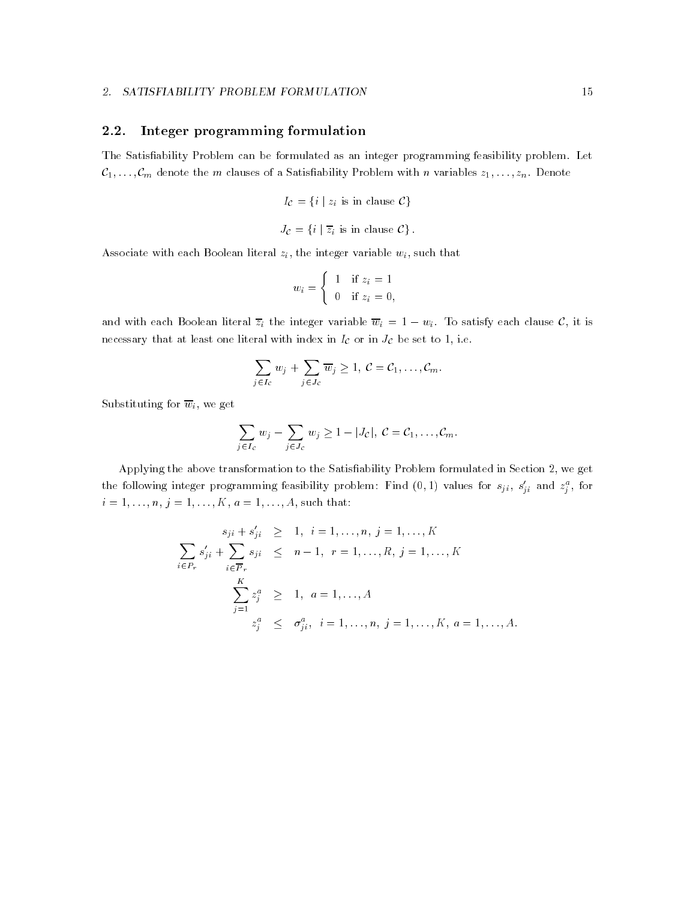## 2.2. Integer programming formulation

The Satisfiability Problem can be formulated as an integer programming feasibility problem. Let $\mathcal{C}_1, \ldots, \mathcal{C}_m$ denote the $m$ clauses of a Satisfiability Problem with $n$ variables $z_1, \ldots, z_n$. Denote

$$I_{\mathcal{C}} = \{i \mid z_i \text{ is in clause } \mathcal{C}\}$$

$$J_{\mathcal{C}} = \{i \mid \overline{z_i} \text{ is in clause } \mathcal{C}\}.$$

Associate with each Boolean literal $z_i$, the integer variable $w_i$, such that

$$w_i = \begin{cases} 1 & \text{if } z_i = 1 \\ 0 & \text{if } z_i = 0, \end{cases}$$

and with each Boolean literal $\overline{z_i}$ the integer variable $\overline{w_i} = 1 - w_i$. To satisfy each clause $\mathcal{C}$, it is necessary that at least one literal with index in $I_{\mathcal{C}}$ or in $J_{\mathcal{C}}$ be set to 1, i.e.

$$\sum_{j \in I_{\mathcal{C}}} w_j + \sum_{j \in J_{\mathcal{C}}} \overline{w}_j \geq 1, \; \mathcal{C} = \mathcal{C}_1, \ldots, \mathcal{C}_m.$$

Substituting for $\overline{w_i}$, we get

$$\sum_{j \in I_{\mathcal{C}}} w_j - \sum_{j \in J_{\mathcal{C}}} w_j \geq 1 - |J_{\mathcal{C}}|, \; \mathcal{C} = \mathcal{C}_1, \ldots, \mathcal{C}_m.$$

Applying the above transformation to the Satisfiability Problem formulated in Section 2, we get the following integer programming feasibility problem: Find $(0,1)$ values for $s_{ji}$, $s'_{ji}$ and $z^a_j$, for $i = 1, \ldots, n$, $j = 1, \ldots, K$, $a = 1, \ldots, A$, such that:

$$\begin{aligned}
s_{ji} + s'_{ji} &\geq 1, \;\; i = 1, \ldots, n, \; j = 1, \ldots, K \\
\sum_{i \in P_r} s'_{ji} + \sum_{i \in \overline{P}_r} s_{ji} &\leq n - 1, \;\; r = 1, \ldots, R, \; j = 1, \ldots, K \\
\sum_{j=1}^{K} z^a_j &\geq 1, \;\; a = 1, \ldots, A \\
z^a_j &\leq \sigma^a_{ji}, \;\; i = 1, \ldots, n, \; j = 1, \ldots, K, \; a = 1, \ldots, A.
\end{aligned}$$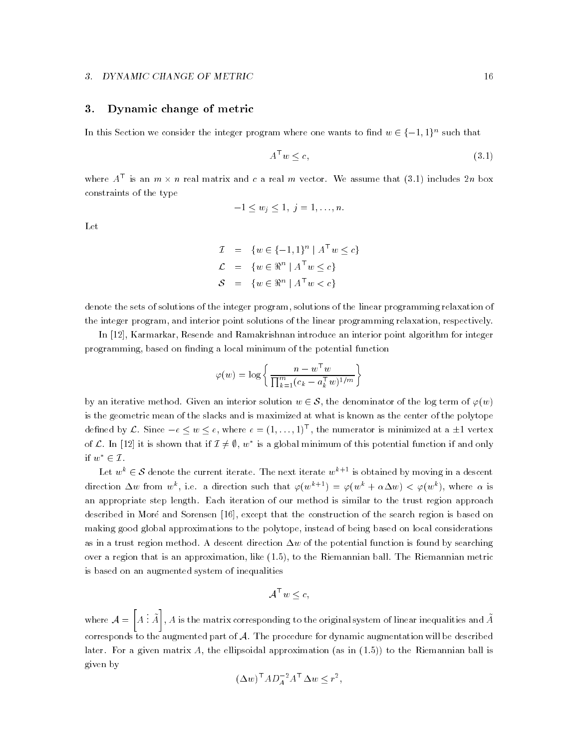## 3. Dynamic change of metric

In this Section we consider the integer program where one wants to find $w \in \{-1, 1\}^n$ such that

$$A^\top w \le c, \tag{3.1}$$

where $A^\top$ is an $m \times n$ real matrix and $c$ a real $m$ vector. We assume that (3.1) includes $2n$ box constraints of the type

$$-1 \le w_j \le 1, \; j = 1, \ldots, n.$$

Let

$$\begin{aligned}
\mathcal{I} &= \{w \in \{-1,1\}^n \mid A^\top w \le c\} \\
\mathcal{L} &= \{w \in \Re^n \mid A^\top w \le c\} \\
\mathcal{S} &= \{w \in \Re^n \mid A^\top w < c\}
\end{aligned}$$

denote the sets of solutions of the integer program, solutions of the linear programming relaxation of the integer program, and interior point solutions of the linear programming relaxation, respectively.

In [12], Karmarkar, Resende and Ramakrishnan introduce an interior point algorithm for integer programming, based on finding a local minimum of the potential function

$$\varphi(w) = \log \left\{ \frac{n - w^\top w}{\prod_{k=1}^m (c_k - a_k^\top w)^{1/m}} \right\}$$

by an iterative method. Given an interior solution $w \in \mathcal{S}$, the denominator of the log term of $\varphi(w)$ is the geometric mean of the slacks and is maximized at what is known as the center of the polytope defined by $\mathcal{L}$. Since $-e \le w \le e$, where $e = (1, \ldots, 1)^\top$, the numerator is minimized at a $\pm 1$ vertex of $\mathcal{L}$. In [12] it is shown that if $\mathcal{I} \neq \emptyset$, $w^*$ is a global minimum of this potential function if and only if $w^* \in \mathcal{I}$.

Let $w^k \in \mathcal{S}$ denote the current iterate. The next iterate $w^{k+1}$ is obtained by moving in a descent direction $\Delta w$ from $w^k$, i.e. a direction such that $\varphi(w^{k+1}) = \varphi(w^k + \alpha \Delta w) < \varphi(w^k)$, where $\alpha$ is an appropriate step length. Each iteration of our method is similar to the trust region approach described in Moré and Sorensen [16], except that the construction of the search region is based on making good global approximations to the polytope, instead of being based on local considerations as in a trust region method. A descent direction $\Delta w$ of the potential function is found by searching over a region that is an approximation, like (1.5), to the Riemannian ball. The Riemannian metric is based on an augmented system of inequalities

$$\mathcal{A}^\top w \le c,$$

where $\mathcal{A} = \left[ A \,\vdots\, \tilde{A} \right]$, $A$ is the matrix corresponding to the original system of linear inequalities and $\tilde{A}$ corresponds to the augmented part of $\mathcal{A}$. The procedure for dynamic augmentation will be described later. For a given matrix $A$, the ellipsoidal approximation (as in (1.5)) to the Riemannian ball is given by

$$(\Delta w)^\top A D_A^{-2} A^\top \Delta w \le r^2,$$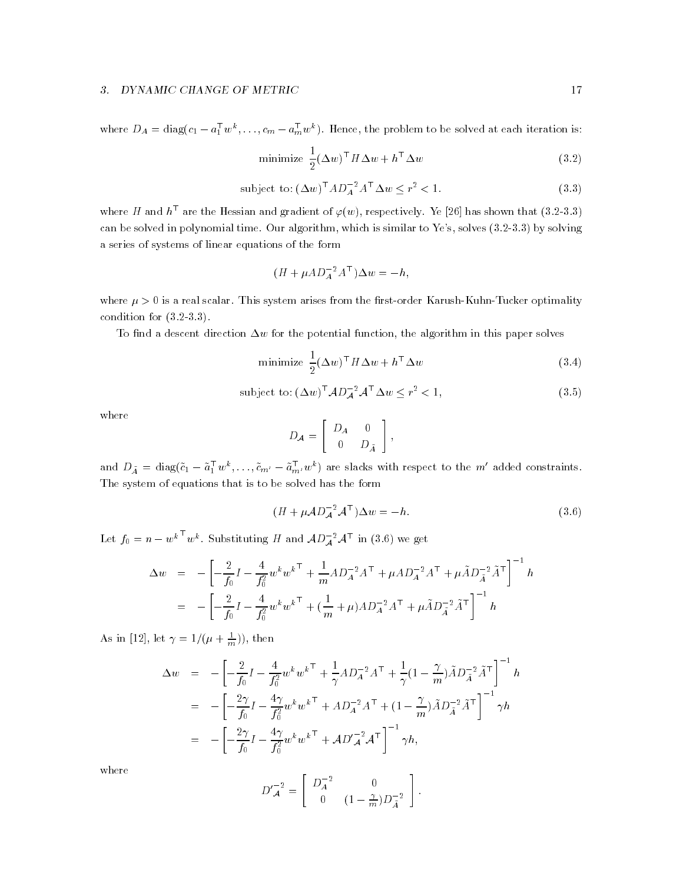where $D_A = \mathrm{diag}(c_1 - a_1^\top w^k, \ldots, c_m - a_m^\top w^k)$. Hence, the problem to be solved at each iteration is:

$$\text{minimize } \frac{1}{2}(\Delta w)^\top H \Delta w + h^\top \Delta w \tag{3.2}$$

$$\text{subject to: } (\Delta w)^\top A D_A^{-2} A^\top \Delta w \leq r^2 < 1. \tag{3.3}$$

where $H$ and $h^\top$ are the Hessian and gradient of $\varphi(w)$, respectively. Ye [26] has shown that (3.2-3.3) can be solved in polynomial time. Our algorithm, which is similar to Ye's, solves (3.2-3.3) by solving a series of systems of linear equations of the form

$$(H + \mu A D_A^{-2} A^\top)\Delta w = -h,$$

where $\mu > 0$ is a real scalar. This system arises from the first-order Karush-Kuhn-Tucker optimality condition for (3.2-3.3).

To find a descent direction $\Delta w$ for the potential function, the algorithm in this paper solves

$$\text{minimize } \frac{1}{2}(\Delta w)^\top H \Delta w + h^\top \Delta w \tag{3.4}$$

$$\text{subject to: } (\Delta w)^\top \mathcal{A} D_{\mathcal{A}}^{-2} \mathcal{A}^\top \Delta w \leq r^2 < 1, \tag{3.5}$$

where

$$D_{\mathcal{A}} = \begin{bmatrix} D_A & 0 \\ 0 & D_{\tilde{A}} \end{bmatrix},$$

and $D_{\tilde{A}} = \mathrm{diag}(\tilde{c}_1 - \tilde{a}_1^\top w^k, \ldots, \tilde{c}_{m'} - \tilde{a}_{m'}^\top w^k)$ are slacks with respect to the $m'$ added constraints. The system of equations that is to be solved has the form

$$(H + \mu \mathcal{A} D_{\mathcal{A}}^{-2} \mathcal{A}^\top)\Delta w = -h. \tag{3.6}$$

Let $f_0 = n - {w^k}^\top w^k$. Substituting $H$ and $\mathcal{A} D_{\mathcal{A}}^{-2} \mathcal{A}^\top$ in (3.6) we get

$$\begin{aligned}
\Delta w &= -\left[ -\frac{2}{f_0} I - \frac{4}{f_0^2} w^k {w^k}^\top + \frac{1}{m} A D_A^{-2} A^\top + \mu A D_A^{-2} A^\top + \mu \tilde{A} D_{\tilde{A}}^{-2} \tilde{A}^\top \right]^{-1} h \\
&= -\left[ -\frac{2}{f_0} I - \frac{4}{f_0^2} w^k {w^k}^\top + (\frac{1}{m} + \mu) A D_A^{-2} A^\top + \mu \tilde{A} D_{\tilde{A}}^{-2} \tilde{A}^\top \right]^{-1} h
\end{aligned}$$

As in [12], let $\gamma = 1/(\mu + \frac{1}{m}))$, then

$$\begin{aligned}
\Delta w &= -\left[ -\frac{2}{f_0} I - \frac{4}{f_0^2} w^k {w^k}^\top + \frac{1}{\gamma} A D_A^{-2} A^\top + \frac{1}{\gamma}(1 - \frac{\gamma}{m}) \tilde{A} D_{\tilde{A}}^{-2} \tilde{A}^\top \right]^{-1} h \\
&= -\left[ -\frac{2\gamma}{f_0} I - \frac{4\gamma}{f_0^2} w^k {w^k}^\top + A D_A^{-2} A^\top + (1 - \frac{\gamma}{m}) \tilde{A} D_{\tilde{A}}^{-2} \tilde{A}^\top \right]^{-1} \gamma h \\
&= -\left[ -\frac{2\gamma}{f_0} I - \frac{4\gamma}{f_0^2} w^k {w^k}^\top + \mathcal{A} {D'}_{\mathcal{A}}^{-2} \mathcal{A}^\top \right]^{-1} \gamma h,
\end{aligned}$$

where

$${D'}_{\mathcal{A}}^{-2} = \begin{bmatrix} D_A^{-2} & 0 \\ 0 & (1 - \frac{\gamma}{m}) D_{\tilde{A}}^{-2} \end{bmatrix}.$$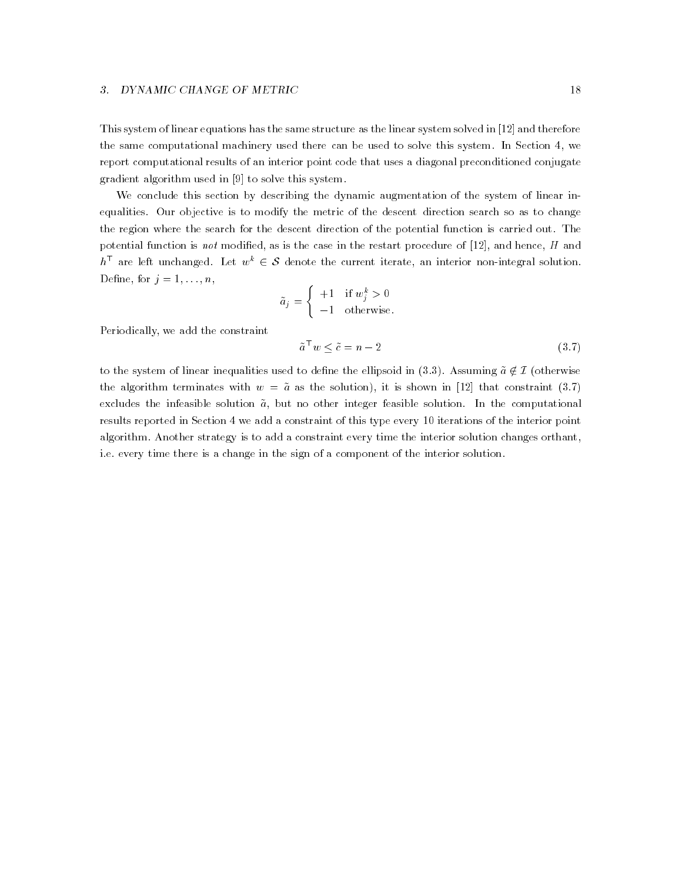This system of linear equations has the same structure as the linear system solved in [12] and therefore the same computational machinery used there can be used to solve this system. In Section 4, we report computational results of an interior point code that uses a diagonal preconditioned conjugate gradient algorithm used in [9] to solve this system.

We conclude this section by describing the dynamic augmentation of the system of linear inequalities. Our objective is to modify the metric of the descent direction search so as to change the region where the search for the descent direction of the potential function is carried out. The potential function is *not* modified, as is the case in the restart procedure of [12], and hence, $H$ and $h^\top$ are left unchanged. Let $w^k \in \mathcal{S}$ denote the current iterate, an interior non-integral solution. Define, for $j = 1, \ldots, n$,

$$\tilde{a}_j = \begin{cases} +1 & \text{if } w_j^k > 0 \\ -1 & \text{otherwise.} \end{cases}$$

Periodically, we add the constraint

$$\tilde{a}^\top w \leq \tilde{c} = n - 2 \tag{3.7}$$

to the system of linear inequalities used to define the ellipsoid in (3.3). Assuming $\tilde{a} \notin \mathcal{I}$ (otherwise the algorithm terminates with $w = \tilde{a}$ as the solution), it is shown in [12] that constraint (3.7) excludes the infeasible solution $\tilde{a}$, but no other integer feasible solution. In the computational results reported in Section 4 we add a constraint of this type every 10 iterations of the interior point algorithm. Another strategy is to add a constraint every time the interior solution changes orthant, i.e. every time there is a change in the sign of a component of the interior solution.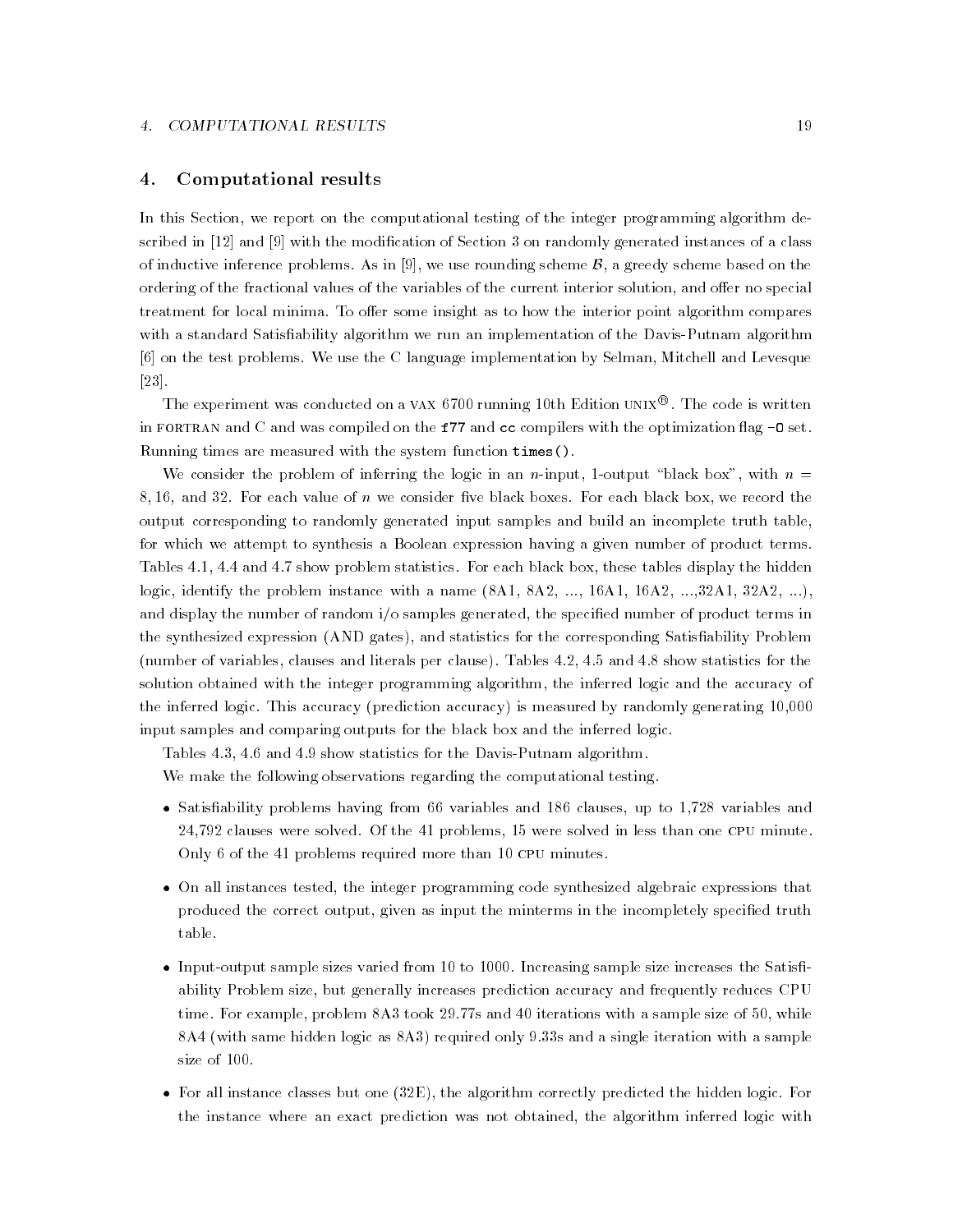## 4. Computational results

In this Section, we report on the computational testing of the integer programming algorithm described in [12] and [9] with the modification of Section 3 on randomly generated instances of a class of inductive inference problems. As in [9], we use rounding scheme $\mathcal{B}$, a greedy scheme based on the ordering of the fractional values of the variables of the current interior solution, and offer no special treatment for local minima. To offer some insight as to how the interior point algorithm compares with a standard Satisfiability algorithm we run an implementation of the Davis-Putnam algorithm [6] on the test problems. We use the C language implementation by Selman, Mitchell and Levesque [23].

The experiment was conducted on a VAX 6700 running 10th Edition UNIX®. The code is written in FORTRAN and C and was compiled on the `f77` and `cc` compilers with the optimization flag `-O` set. Running times are measured with the system function `times()`.

We consider the problem of inferring the logic in an $n$-input, 1-output "black box", with $n = 8, 16$, and 32. For each value of $n$ we consider five black boxes. For each black box, we record the output corresponding to randomly generated input samples and build an incomplete truth table, for which we attempt to synthesis a Boolean expression having a given number of product terms. Tables 4.1, 4.4 and 4.7 show problem statistics. For each black box, these tables display the hidden logic, identify the problem instance with a name (8A1, 8A2, ..., 16A1, 16A2, ...,32A1, 32A2, ...), and display the number of random i/o samples generated, the specified number of product terms in the synthesized expression (AND gates), and statistics for the corresponding Satisfiability Problem (number of variables, clauses and literals per clause). Tables 4.2, 4.5 and 4.8 show statistics for the solution obtained with the integer programming algorithm, the inferred logic and the accuracy of the inferred logic. This accuracy (prediction accuracy) is measured by randomly generating 10,000 input samples and comparing outputs for the black box and the inferred logic.

Tables 4.3, 4.6 and 4.9 show statistics for the Davis-Putnam algorithm.

We make the following observations regarding the computational testing.

- Satisfiability problems having from 66 variables and 186 clauses, up to 1,728 variables and 24,792 clauses were solved. Of the 41 problems, 15 were solved in less than one CPU minute. Only 6 of the 41 problems required more than 10 CPU minutes.
- On all instances tested, the integer programming code synthesized algebraic expressions that produced the correct output, given as input the minterms in the incompletely specified truth table.
- Input-output sample sizes varied from 10 to 1000. Increasing sample size increases the Satisfiability Problem size, but generally increases prediction accuracy and frequently reduces CPU time. For example, problem 8A3 took 29.77s and 40 iterations with a sample size of 50, while 8A4 (with same hidden logic as 8A3) required only 9.33s and a single iteration with a sample size of 100.
- For all instance classes but one (32E), the algorithm correctly predicted the hidden logic. For the instance where an exact prediction was not obtained, the algorithm inferred logic with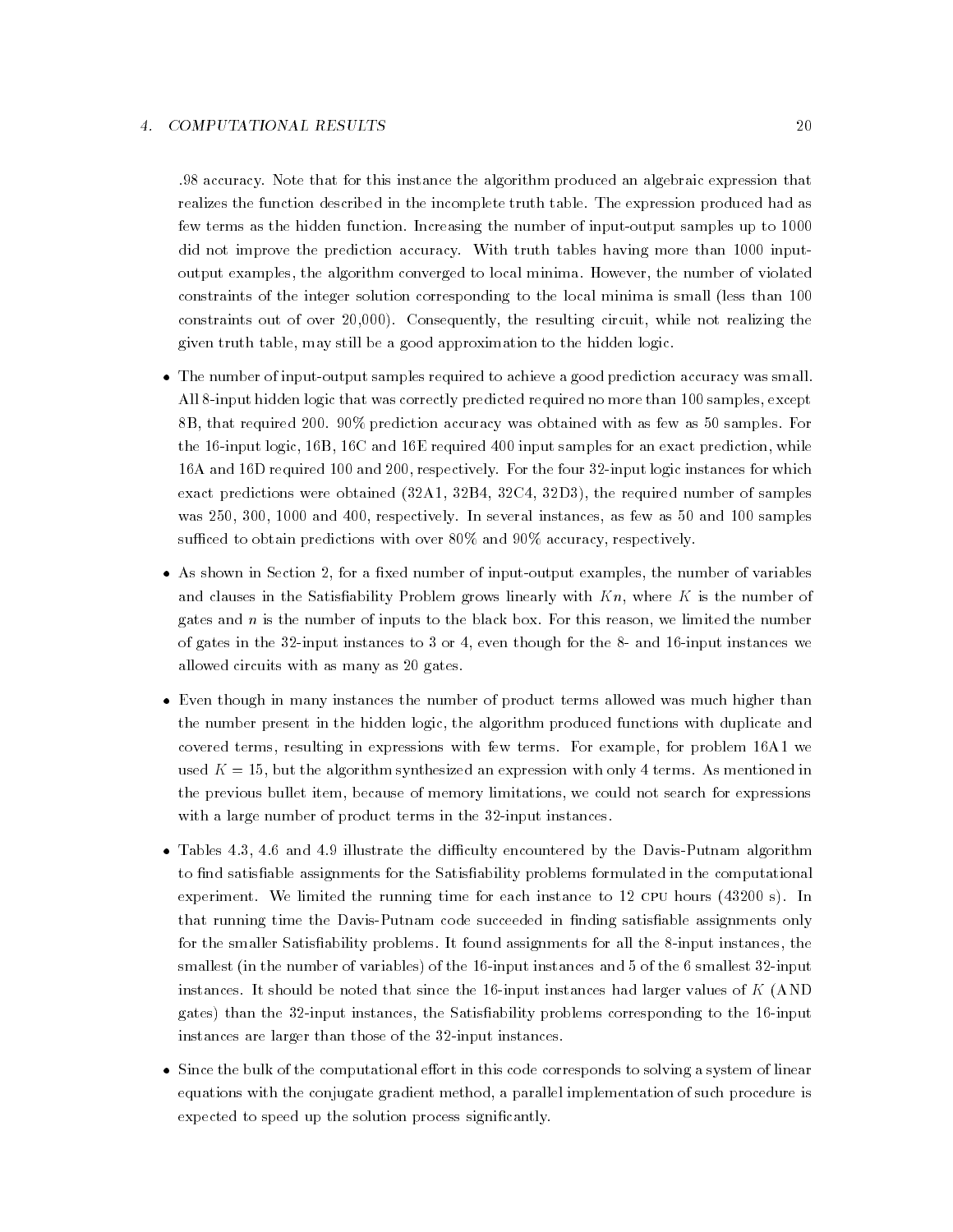.98 accuracy. Note that for this instance the algorithm produced an algebraic expression that realizes the function described in the incomplete truth table. The expression produced had as few terms as the hidden function. Increasing the number of input-output samples up to 1000 did not improve the prediction accuracy. With truth tables having more than 1000 input-output examples, the algorithm converged to local minima. However, the number of violated constraints of the integer solution corresponding to the local minima is small (less than 100 constraints out of over 20,000). Consequently, the resulting circuit, while not realizing the given truth table, may still be a good approximation to the hidden logic.

- The number of input-output samples required to achieve a good prediction accuracy was small. All 8-input hidden logic that was correctly predicted required no more than 100 samples, except 8B, that required 200. 90% prediction accuracy was obtained with as few as 50 samples. For the 16-input logic, 16B, 16C and 16E required 400 input samples for an exact prediction, while 16A and 16D required 100 and 200, respectively. For the four 32-input logic instances for which exact predictions were obtained (32A1, 32B4, 32C4, 32D3), the required number of samples was 250, 300, 1000 and 400, respectively. In several instances, as few as 50 and 100 samples sufficed to obtain predictions with over 80% and 90% accuracy, respectively.

- As shown in Section 2, for a fixed number of input-output examples, the number of variables and clauses in the Satisfiability Problem grows linearly with $Kn$, where $K$ is the number of gates and $n$ is the number of inputs to the black box. For this reason, we limited the number of gates in the 32-input instances to 3 or 4, even though for the 8- and 16-input instances we allowed circuits with as many as 20 gates.

- Even though in many instances the number of product terms allowed was much higher than the number present in the hidden logic, the algorithm produced functions with duplicate and covered terms, resulting in expressions with few terms. For example, for problem 16A1 we used $K = 15$, but the algorithm synthesized an expression with only 4 terms. As mentioned in the previous bullet item, because of memory limitations, we could not search for expressions with a large number of product terms in the 32-input instances.

- Tables 4.3, 4.6 and 4.9 illustrate the difficulty encountered by the Davis-Putnam algorithm to find satisfiable assignments for the Satisfiability problems formulated in the computational experiment. We limited the running time for each instance to 12 CPU hours (43200 s). In that running time the Davis-Putnam code succeeded in finding satisfiable assignments only for the smaller Satisfiability problems. It found assignments for all the 8-input instances, the smallest (in the number of variables) of the 16-input instances and 5 of the 6 smallest 32-input instances. It should be noted that since the 16-input instances had larger values of $K$ (AND gates) than the 32-input instances, the Satisfiability problems corresponding to the 16-input instances are larger than those of the 32-input instances.

- Since the bulk of the computational effort in this code corresponds to solving a system of linear equations with the conjugate gradient method, a parallel implementation of such procedure is expected to speed up the solution process significantly.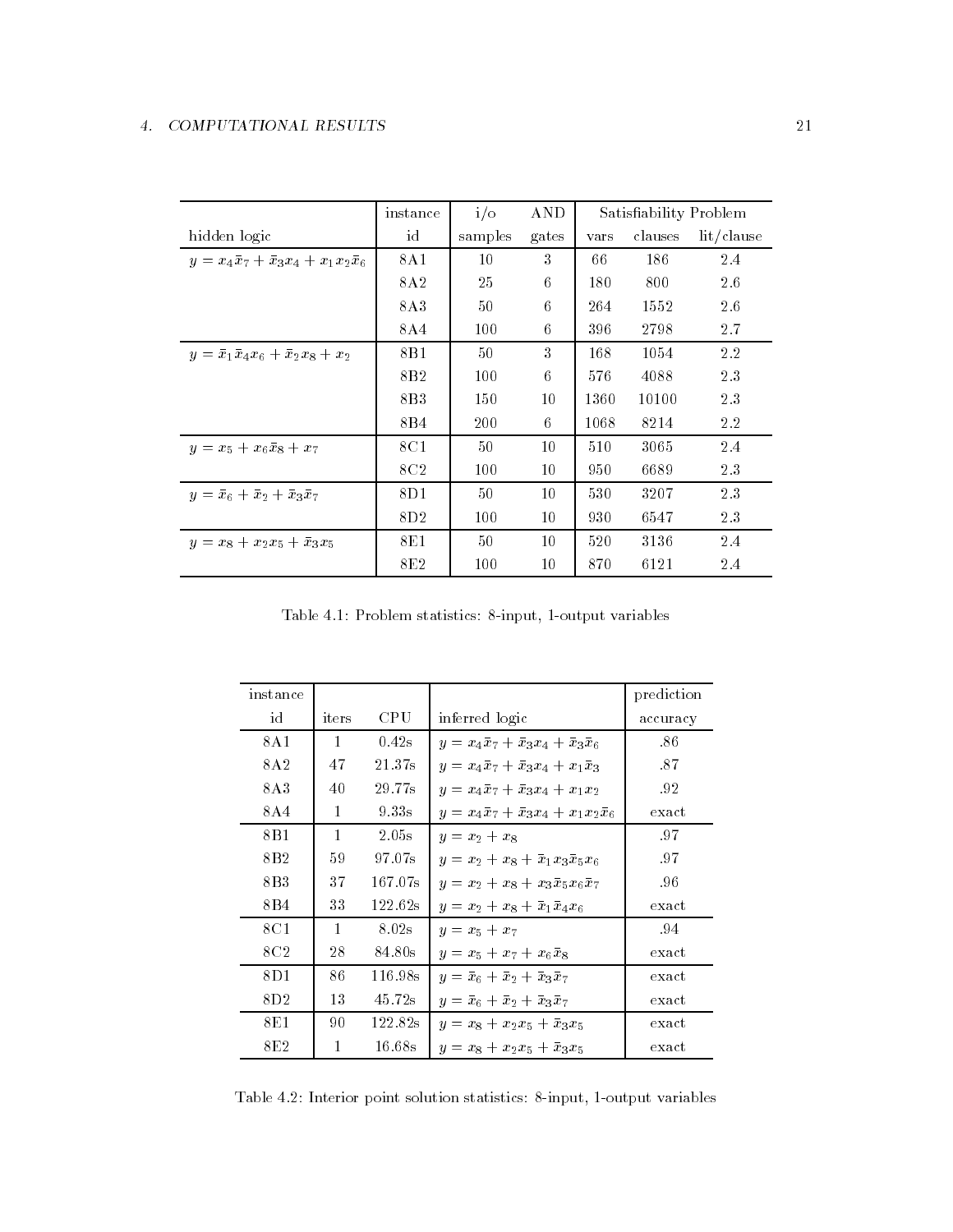| hidden logic | instance id | i/o samples | AND gates | Satisfiability Problem vars | clauses | lit/clause |
|---|---|---|---|---|---|---|
| $y = x_4\bar{x}_7 + \bar{x}_3 x_4 + x_1 x_2 \bar{x}_6$ | 8A1 | 10 | 3 | 66 | 186 | 2.4 |
| | 8A2 | 25 | 6 | 180 | 800 | 2.6 |
| | 8A3 | 50 | 6 | 264 | 1552 | 2.6 |
| | 8A4 | 100 | 6 | 396 | 2798 | 2.7 |
| $y = \bar{x}_1 \bar{x}_4 x_6 + \bar{x}_2 x_8 + x_2$ | 8B1 | 50 | 3 | 168 | 1054 | 2.2 |
| | 8B2 | 100 | 6 | 576 | 4088 | 2.3 |
| | 8B3 | 150 | 10 | 1360 | 10100 | 2.3 |
| | 8B4 | 200 | 6 | 1068 | 8214 | 2.2 |
| $y = x_5 + x_6\bar{x}_8 + x_7$ | 8C1 | 50 | 10 | 510 | 3065 | 2.4 |
| | 8C2 | 100 | 10 | 950 | 6689 | 2.3 |
| $y = \bar{x}_6 + \bar{x}_2 + \bar{x}_3\bar{x}_7$ | 8D1 | 50 | 10 | 530 | 3207 | 2.3 |
| | 8D2 | 100 | 10 | 930 | 6547 | 2.3 |
| $y = x_8 + x_2 x_5 + \bar{x}_3 x_5$ | 8E1 | 50 | 10 | 520 | 3136 | 2.4 |
| | 8E2 | 100 | 10 | 870 | 6121 | 2.4 |

Table 4.1: Problem statistics: 8-input, 1-output variables

| instance id | iters | CPU | inferred logic | prediction accuracy |
|---|---|---|---|---|
| 8A1 | 1 | 0.42s | $y = x_4\bar{x}_7 + \bar{x}_3 x_4 + \bar{x}_3\bar{x}_6$ | .86 |
| 8A2 | 47 | 21.37s | $y = x_4\bar{x}_7 + \bar{x}_3 x_4 + x_1\bar{x}_3$ | .87 |
| 8A3 | 40 | 29.77s | $y = x_4\bar{x}_7 + \bar{x}_3 x_4 + x_1 x_2$ | .92 |
| 8A4 | 1 | 9.33s | $y = x_4\bar{x}_7 + \bar{x}_3 x_4 + x_1 x_2 \bar{x}_6$ | exact |
| 8B1 | 1 | 2.05s | $y = x_2 + x_8$ | .97 |
| 8B2 | 59 | 97.07s | $y = x_2 + x_8 + \bar{x}_1 x_3 \bar{x}_5 x_6$ | .97 |
| 8B3 | 37 | 167.07s | $y = x_2 + x_8 + x_3\bar{x}_5 x_6 \bar{x}_7$ | .96 |
| 8B4 | 33 | 122.62s | $y = x_2 + x_8 + \bar{x}_1\bar{x}_4 x_6$ | exact |
| 8C1 | 1 | 8.02s | $y = x_5 + x_7$ | .94 |
| 8C2 | 28 | 84.80s | $y = x_5 + x_7 + x_6\bar{x}_8$ | exact |
| 8D1 | 86 | 116.98s | $y = \bar{x}_6 + \bar{x}_2 + \bar{x}_3\bar{x}_7$ | exact |
| 8D2 | 13 | 45.72s | $y = \bar{x}_6 + \bar{x}_2 + \bar{x}_3\bar{x}_7$ | exact |
| 8E1 | 90 | 122.82s | $y = x_8 + x_2 x_5 + \bar{x}_3 x_5$ | exact |
| 8E2 | 1 | 16.68s | $y = x_8 + x_2 x_5 + \bar{x}_3 x_5$ | exact |

Table 4.2: Interior point solution statistics: 8-input, 1-output variables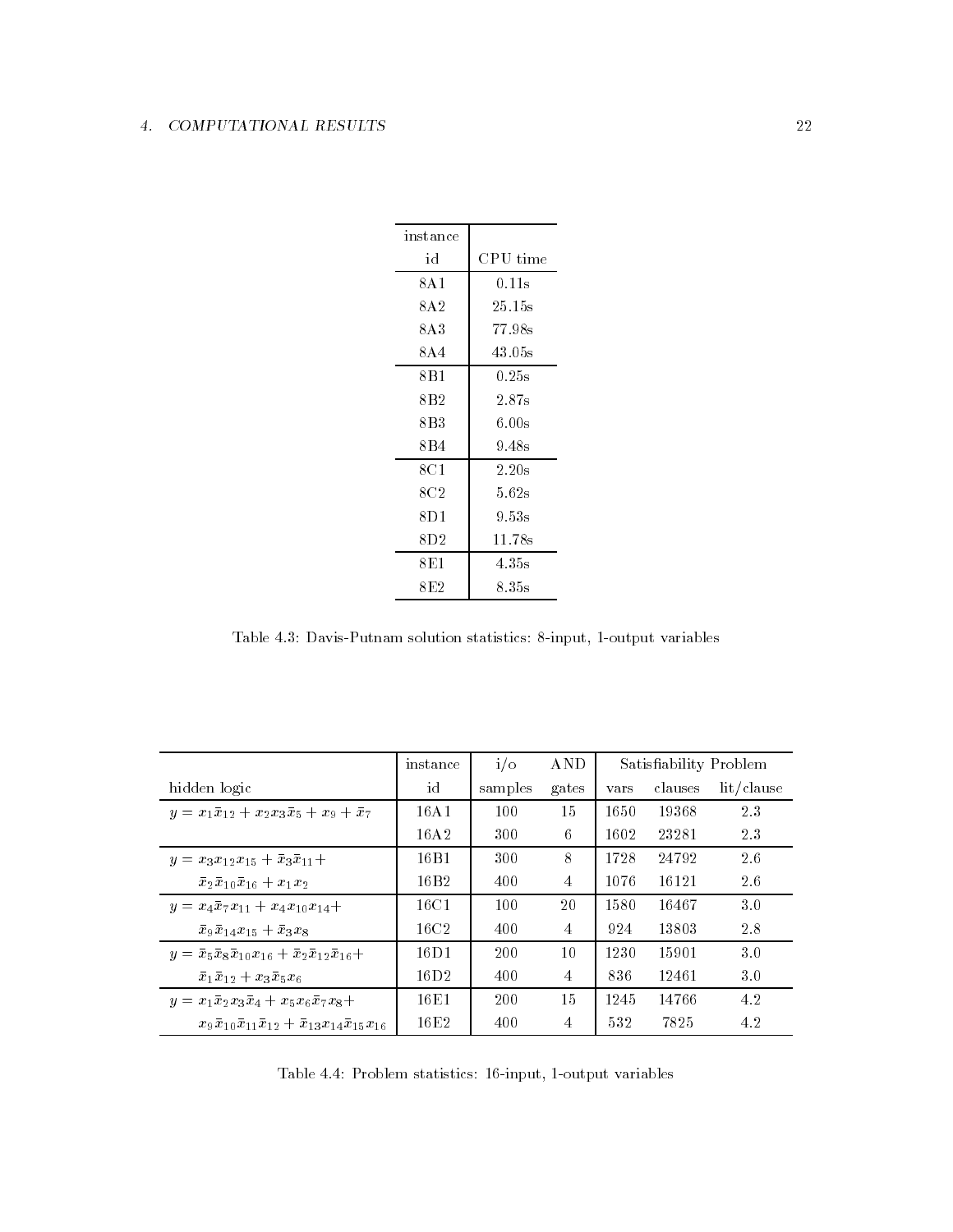| instance id | CPU time |
|---|---|
| 8A1 | 0.11s |
| 8A2 | 25.15s |
| 8A3 | 77.98s |
| 8A4 | 43.05s |
| 8B1 | 0.25s |
| 8B2 | 2.87s |
| 8B3 | 6.00s |
| 8B4 | 9.48s |
| 8C1 | 2.20s |
| 8C2 | 5.62s |
| 8D1 | 9.53s |
| 8D2 | 11.78s |
| 8E1 | 4.35s |
| 8E2 | 8.35s |

Table 4.3: Davis-Putnam solution statistics: 8-input, 1-output variables

| | instance | i/o | AND | Satisfiability Problem | | |
|---|---|---|---|---|---|---|
| hidden logic | id | samples | gates | vars | clauses | lit/clause |
| $y = x_1\bar{x}_{12} + x_2x_3\bar{x}_5 + x_9 + \bar{x}_7$ | 16A1 | 100 | 15 | 1650 | 19368 | 2.3 |
| | 16A2 | 300 | 6 | 1602 | 23281 | 2.3 |
| $y = x_3x_{12}x_{15} + \bar{x}_3\bar{x}_{11} +$ | 16B1 | 300 | 8 | 1728 | 24792 | 2.6 |
| $\bar{x}_2\bar{x}_{10}\bar{x}_{16} + x_1x_2$ | 16B2 | 400 | 4 | 1076 | 16121 | 2.6 |
| $y = x_4\bar{x}_7x_{11} + x_4x_{10}x_{14} +$ | 16C1 | 100 | 20 | 1580 | 16467 | 3.0 |
| $\bar{x}_9\bar{x}_{14}x_{15} + \bar{x}_3x_8$ | 16C2 | 400 | 4 | 924 | 13803 | 2.8 |
| $y = \bar{x}_5\bar{x}_8\bar{x}_{10}x_{16} + \bar{x}_2\bar{x}_{12}\bar{x}_{16} +$ | 16D1 | 200 | 10 | 1230 | 15901 | 3.0 |
| $\bar{x}_1\bar{x}_{12} + x_3\bar{x}_5x_6$ | 16D2 | 400 | 4 | 836 | 12461 | 3.0 |
| $y = x_1\bar{x}_2x_3\bar{x}_4 + x_5x_6\bar{x}_7x_8 +$ | 16E1 | 200 | 15 | 1245 | 14766 | 4.2 |
| $x_9\bar{x}_{10}\bar{x}_{11}\bar{x}_{12} + \bar{x}_{13}x_{14}\bar{x}_{15}x_{16}$ | 16E2 | 400 | 4 | 532 | 7825 | 4.2 |

Table 4.4: Problem statistics: 16-input, 1-output variables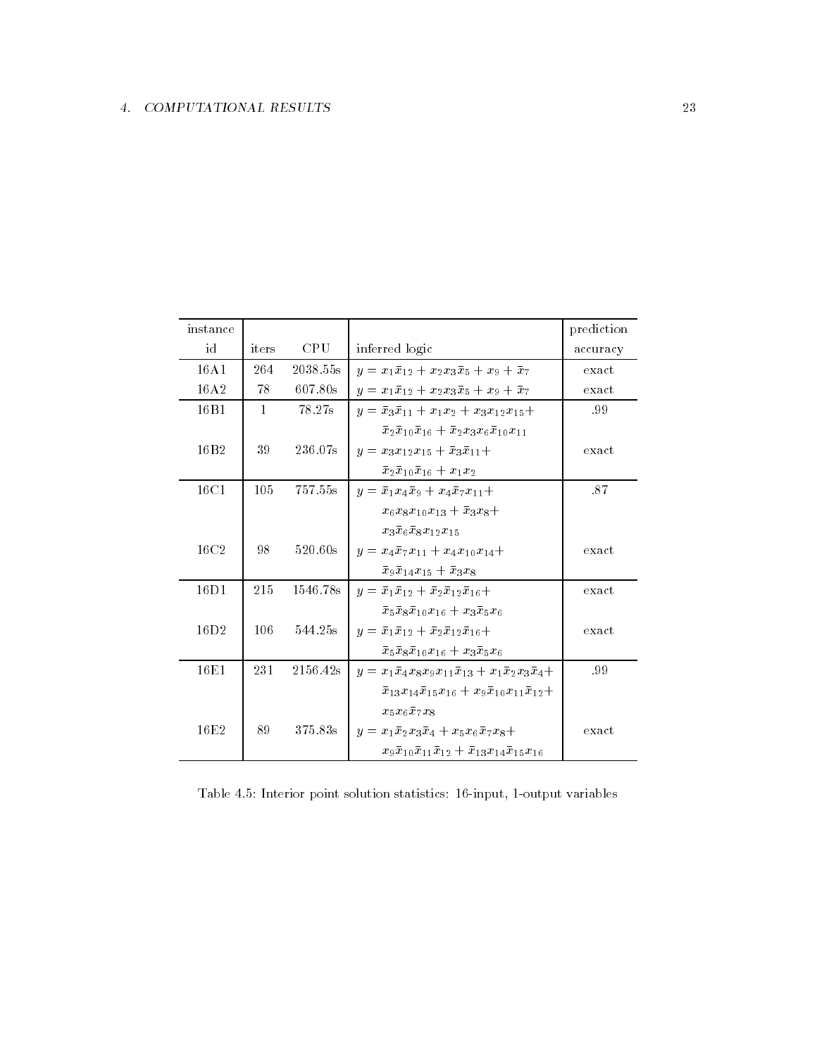| instance id | iters | CPU | inferred logic | prediction accuracy |
|---|---|---|---|---|
| 16A1 | 264 | 2038.55s | $y = x_1\bar{x}_{12} + x_2x_3\bar{x}_5 + x_9 + \bar{x}_7$ | exact |
| 16A2 | 78 | 607.80s | $y = x_1\bar{x}_{12} + x_2x_3\bar{x}_5 + x_9 + \bar{x}_7$ | exact |
| 16B1 | 1 | 78.27s | $y = \bar{x}_3\bar{x}_{11} + x_1x_2 + x_3x_{12}x_{15} +$ $\bar{x}_2\bar{x}_{10}\bar{x}_{16} + \bar{x}_2x_3x_6\bar{x}_{10}x_{11}$ | .99 |
| 16B2 | 39 | 236.07s | $y = x_3x_{12}x_{15} + \bar{x}_3\bar{x}_{11} +$ $\bar{x}_2\bar{x}_{10}\bar{x}_{16} + x_1x_2$ | exact |
| 16C1 | 105 | 757.55s | $y = \bar{x}_1x_4\bar{x}_9 + x_4\bar{x}_7x_{11} +$ $x_6x_8x_{10}x_{13} + \bar{x}_3x_8 +$ $x_3\bar{x}_6\bar{x}_8x_{12}x_{15}$ | .87 |
| 16C2 | 98 | 520.60s | $y = x_4\bar{x}_7x_{11} + x_4x_{10}x_{14} +$ $\bar{x}_9\bar{x}_{14}x_{15} + \bar{x}_3x_8$ | exact |
| 16D1 | 215 | 1546.78s | $y = \bar{x}_1\bar{x}_{12} + \bar{x}_2\bar{x}_{12}\bar{x}_{16} +$ $\bar{x}_5\bar{x}_8\bar{x}_{10}x_{16} + x_3\bar{x}_5x_6$ | exact |
| 16D2 | 106 | 544.25s | $y = \bar{x}_1\bar{x}_{12} + \bar{x}_2\bar{x}_{12}\bar{x}_{16} +$ $\bar{x}_5\bar{x}_8\bar{x}_{10}x_{16} + x_3\bar{x}_5x_6$ | exact |
| 16E1 | 231 | 2156.42s | $y = x_1\bar{x}_4x_8x_9x_{11}\bar{x}_{13} + x_1\bar{x}_2x_3\bar{x}_4 +$ $\bar{x}_{13}x_{14}\bar{x}_{15}x_{16} + x_9\bar{x}_{10}x_{11}\bar{x}_{12} +$ $x_5x_6\bar{x}_7x_8$ | .99 |
| 16E2 | 89 | 375.83s | $y = x_1\bar{x}_2x_3\bar{x}_4 + x_5x_6\bar{x}_7x_8 +$ $x_9\bar{x}_{10}\bar{x}_{11}\bar{x}_{12} + \bar{x}_{13}x_{14}\bar{x}_{15}x_{16}$ | exact |

Table 4.5: Interior point solution statistics: 16-input, 1-output variables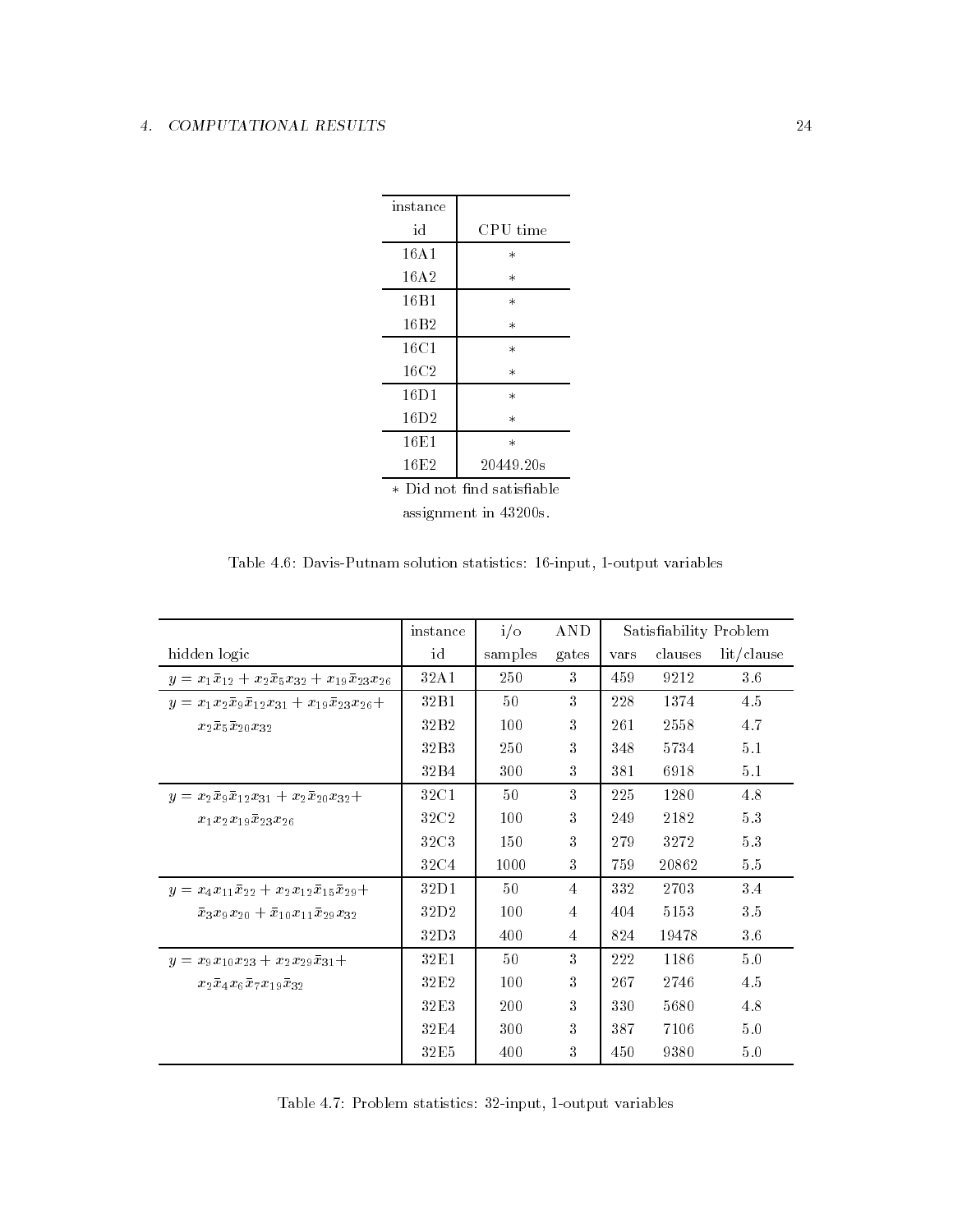| instance id | CPU time |
|---|---|
| 16A1 | $*$ |
| 16A2 | $*$ |
| 16B1 | $*$ |
| 16B2 | $*$ |
| 16C1 | $*$ |
| 16C2 | $*$ |
| 16D1 | $*$ |
| 16D2 | $*$ |
| 16E1 | $*$ |
| 16E2 | 20449.20s |

$*$ Did not find satisfiable assignment in 43200s.

Table 4.6: Davis-Putnam solution statistics: 16-input, 1-output variables

| | instance | i/o | AND | Satisfiability Problem | | |
|---|---|---|---|---|---|---|
| hidden logic | id | samples | gates | vars | clauses | lit/clause |
| $y = x_1\bar{x}_{12} + x_2\bar{x}_5 x_{32} + x_{19}\bar{x}_{23}x_{26}$ | 32A1 | 250 | 3 | 459 | 9212 | 3.6 |
| $y = x_1 x_2\bar{x}_9\bar{x}_{12}x_{31} + x_{19}\bar{x}_{23}x_{26} +$ | 32B1 | 50 | 3 | 228 | 1374 | 4.5 |
| $x_2\bar{x}_5\bar{x}_{20}x_{32}$ | 32B2 | 100 | 3 | 261 | 2558 | 4.7 |
| | 32B3 | 250 | 3 | 348 | 5734 | 5.1 |
| | 32B4 | 300 | 3 | 381 | 6918 | 5.1 |
| $y = x_2\bar{x}_9\bar{x}_{12}x_{31} + x_2\bar{x}_{20}x_{32} +$ | 32C1 | 50 | 3 | 225 | 1280 | 4.8 |
| $x_1 x_2 x_{19}\bar{x}_{23}x_{26}$ | 32C2 | 100 | 3 | 249 | 2182 | 5.3 |
| | 32C3 | 150 | 3 | 279 | 3272 | 5.3 |
| | 32C4 | 1000 | 3 | 759 | 20862 | 5.5 |
| $y = x_4 x_{11}\bar{x}_{22} + x_2 x_{12}\bar{x}_{15}\bar{x}_{29} +$ | 32D1 | 50 | 4 | 332 | 2703 | 3.4 |
| $\bar{x}_3 x_9 x_{20} + \bar{x}_{10}x_{11}\bar{x}_{29}x_{32}$ | 32D2 | 100 | 4 | 404 | 5153 | 3.5 |
| | 32D3 | 400 | 4 | 824 | 19478 | 3.6 |
| $y = x_9 x_{10}x_{23} + x_2 x_{29}\bar{x}_{31} +$ | 32E1 | 50 | 3 | 222 | 1186 | 5.0 |
| $x_2\bar{x}_4 x_6\bar{x}_7 x_{19}\bar{x}_{32}$ | 32E2 | 100 | 3 | 267 | 2746 | 4.5 |
| | 32E3 | 200 | 3 | 330 | 5680 | 4.8 |
| | 32E4 | 300 | 3 | 387 | 7106 | 5.0 |
| | 32E5 | 400 | 3 | 450 | 9380 | 5.0 |

Table 4.7: Problem statistics: 32-input, 1-output variables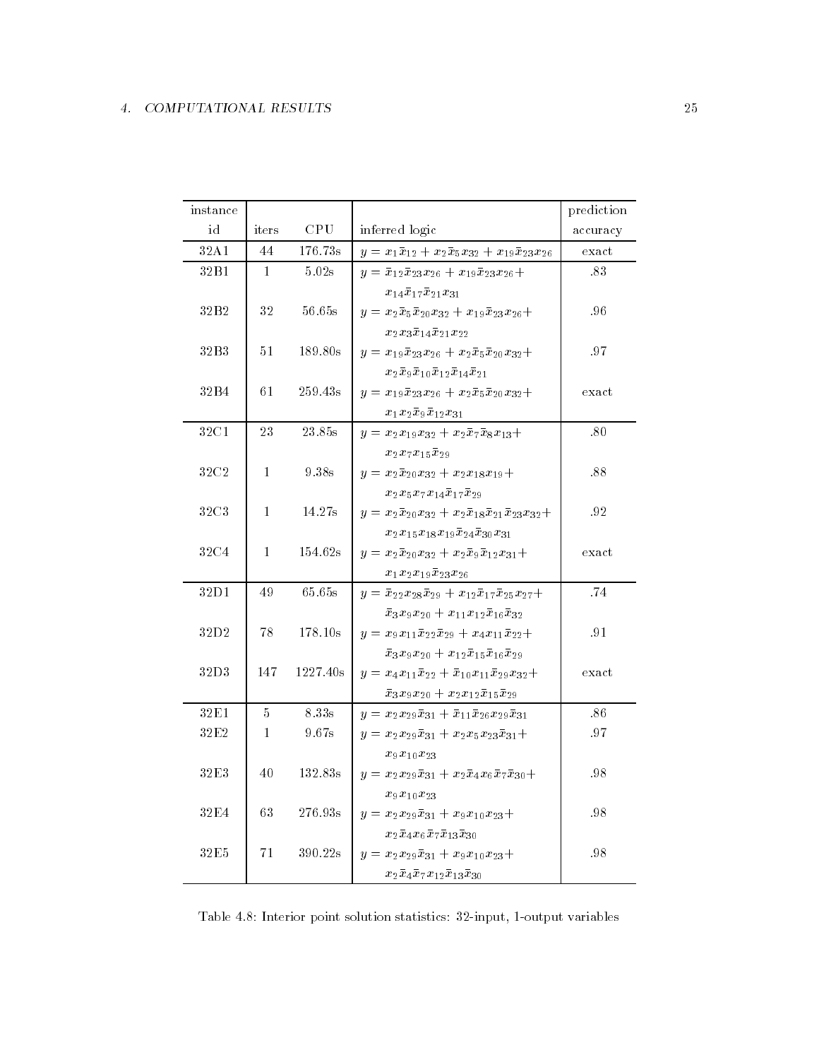| instance id | iters | CPU | inferred logic | prediction accuracy |
|---|---|---|---|---|
| 32A1 | 44 | 176.73s | $y = x_1\bar{x}_{12} + x_2\bar{x}_5x_{32} + x_{19}\bar{x}_{23}x_{26}$ | exact |
| 32B1 | 1 | 5.02s | $y = \bar{x}_{12}\bar{x}_{23}x_{26} + x_{19}\bar{x}_{23}x_{26} + x_{14}\bar{x}_{17}\bar{x}_{21}x_{31}$ | .83 |
| 32B2 | 32 | 56.65s | $y = x_2\bar{x}_5\bar{x}_{20}x_{32} + x_{19}\bar{x}_{23}x_{26} + x_2x_3\bar{x}_{14}\bar{x}_{21}x_{22}$ | .96 |
| 32B3 | 51 | 189.80s | $y = x_{19}\bar{x}_{23}x_{26} + x_2\bar{x}_5\bar{x}_{20}x_{32} + x_2\bar{x}_9\bar{x}_{10}\bar{x}_{12}\bar{x}_{14}\bar{x}_{21}$ | .97 |
| 32B4 | 61 | 259.43s | $y = x_{19}\bar{x}_{23}x_{26} + x_2\bar{x}_5\bar{x}_{20}x_{32} + x_1x_2\bar{x}_9\bar{x}_{12}x_{31}$ | exact |
| 32C1 | 23 | 23.85s | $y = x_2x_{19}x_{32} + x_2\bar{x}_7\bar{x}_8x_{13} + x_2x_7x_{15}\bar{x}_{29}$ | .80 |
| 32C2 | 1 | 9.38s | $y = x_2\bar{x}_{20}x_{32} + x_2x_{18}x_{19} + x_2x_5x_7x_{14}\bar{x}_{17}\bar{x}_{29}$ | .88 |
| 32C3 | 1 | 14.27s | $y = x_2\bar{x}_{20}x_{32} + x_2\bar{x}_{18}\bar{x}_{21}\bar{x}_{23}x_{32} + x_2x_{15}x_{18}x_{19}\bar{x}_{24}\bar{x}_{30}x_{31}$ | .92 |
| 32C4 | 1 | 154.62s | $y = x_2\bar{x}_{20}x_{32} + x_2\bar{x}_9\bar{x}_{12}x_{31} + x_1x_2x_{19}\bar{x}_{23}x_{26}$ | exact |
| 32D1 | 49 | 65.65s | $y = \bar{x}_{22}x_{28}\bar{x}_{29} + x_{12}\bar{x}_{17}\bar{x}_{25}x_{27} + \bar{x}_3x_9x_{20} + x_{11}x_{12}\bar{x}_{16}\bar{x}_{32}$ | .74 |
| 32D2 | 78 | 178.10s | $y = x_9x_{11}\bar{x}_{22}\bar{x}_{29} + x_4x_{11}\bar{x}_{22} + \bar{x}_3x_9x_{20} + x_{12}\bar{x}_{15}\bar{x}_{16}\bar{x}_{29}$ | .91 |
| 32D3 | 147 | 1227.40s | $y = x_4x_{11}\bar{x}_{22} + \bar{x}_{10}x_{11}\bar{x}_{29}x_{32} + \bar{x}_3x_9x_{20} + x_2x_{12}\bar{x}_{15}\bar{x}_{29}$ | exact |
| 32E1 | 5 | 8.33s | $y = x_2x_{29}\bar{x}_{31} + \bar{x}_{11}\bar{x}_{26}x_{29}\bar{x}_{31}$ | .86 |
| 32E2 | 1 | 9.67s | $y = x_2x_{29}\bar{x}_{31} + x_2x_5x_{23}\bar{x}_{31} + x_9x_{10}x_{23}$ | .97 |
| 32E3 | 40 | 132.83s | $y = x_2x_{29}\bar{x}_{31} + x_2\bar{x}_4x_6\bar{x}_7\bar{x}_{30} + x_9x_{10}x_{23}$ | .98 |
| 32E4 | 63 | 276.93s | $y = x_2x_{29}\bar{x}_{31} + x_9x_{10}x_{23} + x_2\bar{x}_4x_6\bar{x}_7\bar{x}_{13}\bar{x}_{30}$ | .98 |
| 32E5 | 71 | 390.22s | $y = x_2x_{29}\bar{x}_{31} + x_9x_{10}x_{23} + x_2\bar{x}_4\bar{x}_7x_{12}\bar{x}_{13}\bar{x}_{30}$ | .98 |

Table 4.8: Interior point solution statistics: 32-input, 1-output variables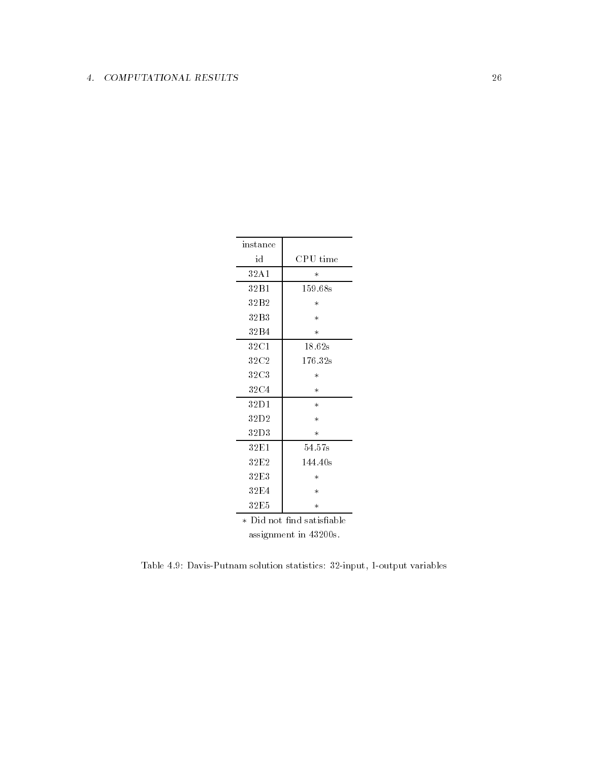| instance id | CPU time |
| --- | --- |
| 32A1 | ∗ |
| 32B1 | 159.68s |
| 32B2 | ∗ |
| 32B3 | ∗ |
| 32B4 | ∗ |
| 32C1 | 18.62s |
| 32C2 | 176.32s |
| 32C3 | ∗ |
| 32C4 | ∗ |
| 32D1 | ∗ |
| 32D2 | ∗ |
| 32D3 | ∗ |
| 32E1 | 54.57s |
| 32E2 | 144.40s |
| 32E3 | ∗ |
| 32E4 | ∗ |
| 32E5 | ∗ |

∗ Did not find satisfiable assignment in 43200s.

Table 4.9: Davis-Putnam solution statistics: 32-input, 1-output variables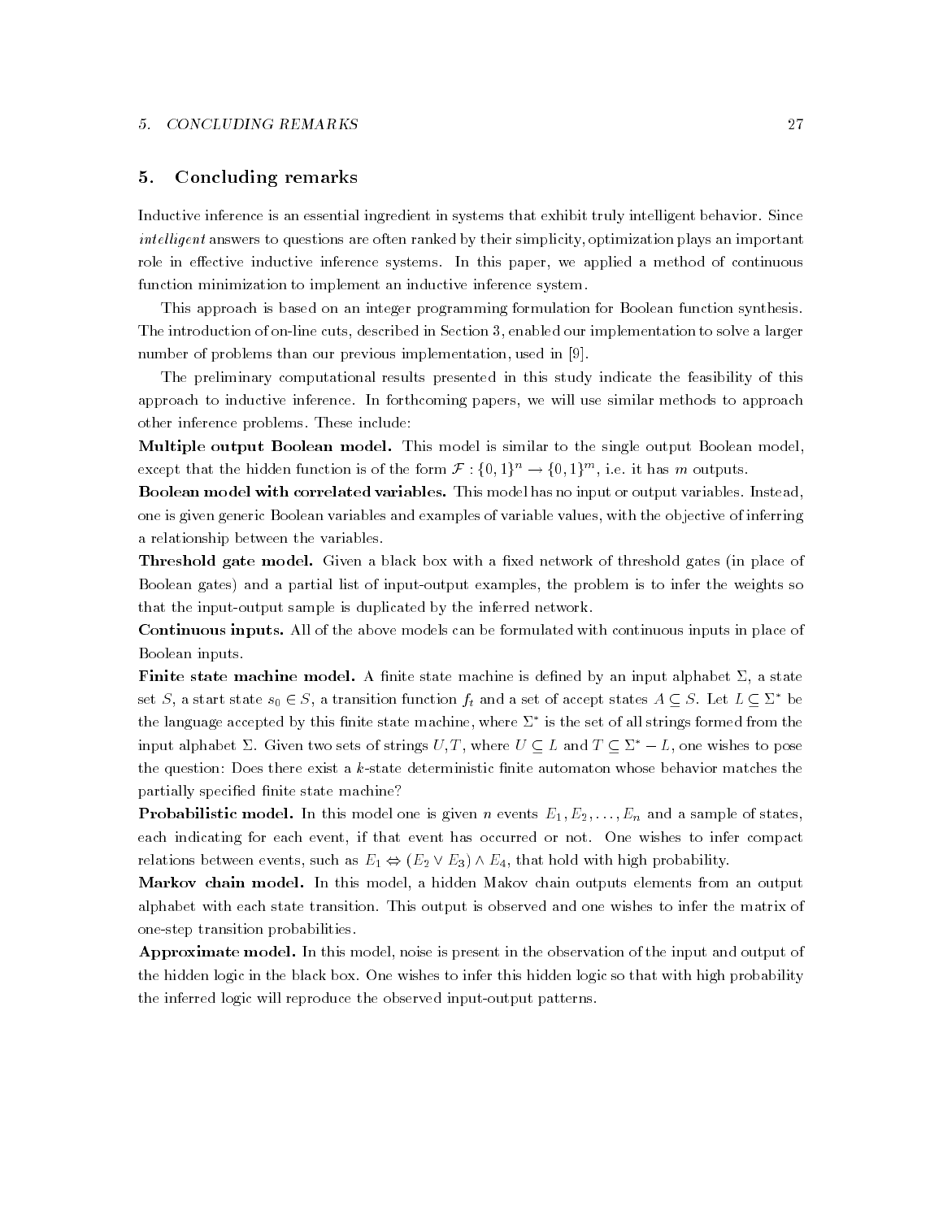## 5. Concluding remarks

Inductive inference is an essential ingredient in systems that exhibit truly intelligent behavior. Since *intelligent* answers to questions are often ranked by their simplicity, optimization plays an important role in effective inductive inference systems. In this paper, we applied a method of continuous function minimization to implement an inductive inference system.

This approach is based on an integer programming formulation for Boolean function synthesis. The introduction of on-line cuts, described in Section 3, enabled our implementation to solve a larger number of problems than our previous implementation, used in [9].

The preliminary computational results presented in this study indicate the feasibility of this approach to inductive inference. In forthcoming papers, we will use similar methods to approach other inference problems. These include:

**Multiple output Boolean model.** This model is similar to the single output Boolean model, except that the hidden function is of the form $\mathcal{F} : \{0,1\}^n \rightarrow \{0,1\}^m$, i.e. it has $m$ outputs.

**Boolean model with correlated variables.** This model has no input or output variables. Instead, one is given generic Boolean variables and examples of variable values, with the objective of inferring a relationship between the variables.

**Threshold gate model.** Given a black box with a fixed network of threshold gates (in place of Boolean gates) and a partial list of input-output examples, the problem is to infer the weights so that the input-output sample is duplicated by the inferred network.

**Continuous inputs.** All of the above models can be formulated with continuous inputs in place of Boolean inputs.

**Finite state machine model.** A finite state machine is defined by an input alphabet $\Sigma$, a state set $S$, a start state $s_0 \in S$, a transition function $f_t$ and a set of accept states $A \subseteq S$. Let $L \subseteq \Sigma^*$ be the language accepted by this finite state machine, where $\Sigma^*$ is the set of all strings formed from the input alphabet $\Sigma$. Given two sets of strings $U, T$, where $U \subseteq L$ and $T \subseteq \Sigma^* - L$, one wishes to pose the question: Does there exist a $k$-state deterministic finite automaton whose behavior matches the partially specified finite state machine?

**Probabilistic model.** In this model one is given $n$ events $E_1, E_2, \ldots, E_n$ and a sample of states, each indicating for each event, if that event has occurred or not. One wishes to infer compact relations between events, such as $E_1 \Leftrightarrow (E_2 \vee E_3) \wedge E_4$, that hold with high probability.

**Markov chain model.** In this model, a hidden Makov chain outputs elements from an output alphabet with each state transition. This output is observed and one wishes to infer the matrix of one-step transition probabilities.

**Approximate model.** In this model, noise is present in the observation of the input and output of the hidden logic in the black box. One wishes to infer this hidden logic so that with high probability the inferred logic will reproduce the observed input-output patterns.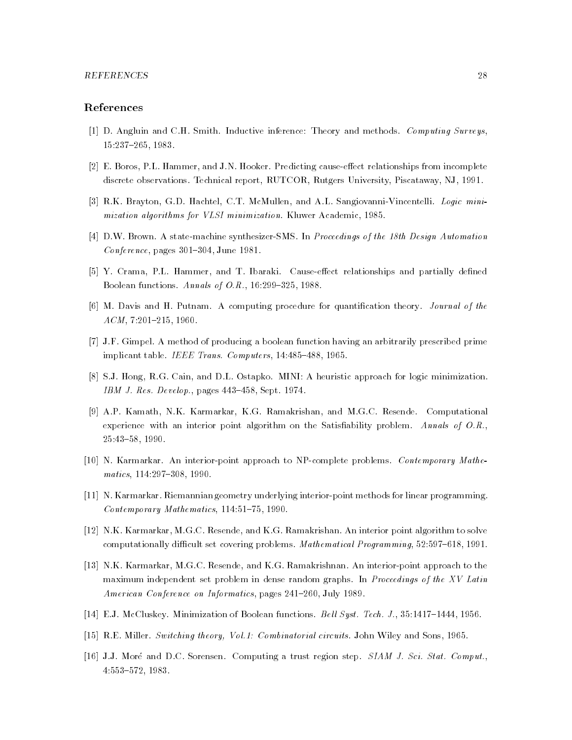## References

[1] D. Angluin and C.H. Smith. Inductive inference: Theory and methods. *Computing Surveys*, 15:237–265, 1983.

[2] E. Boros, P.L. Hammer, and J.N. Hooker. Predicting cause-effect relationships from incomplete discrete observations. Technical report, RUTCOR, Rutgers University, Piscataway, NJ, 1991.

[3] R.K. Brayton, G.D. Hachtel, C.T. McMullen, and A.L. Sangiovanni-Vincentelli. *Logic minimization algorithms for VLSI minimization.* Kluwer Academic, 1985.

[4] D.W. Brown. A state-machine synthesizer-SMS. In *Proceedings of the 18th Design Automation Conference*, pages 301–304, June 1981.

[5] Y. Crama, P.L. Hammer, and T. Ibaraki. Cause-effect relationships and partially defined Boolean functions. *Annals of O.R.*, 16:299–325, 1988.

[6] M. Davis and H. Putnam. A computing procedure for quantification theory. *Journal of the ACM*, 7:201–215, 1960.

[7] J.F. Gimpel. A method of producing a boolean function having an arbitrarily prescribed prime implicant table. *IEEE Trans. Computers*, 14:485–488, 1965.

[8] S.J. Hong, R.G. Cain, and D.L. Ostapko. MINI: A heuristic approach for logic minimization. *IBM J. Res. Develop.*, pages 443–458, Sept. 1974.

[9] A.P. Kamath, N.K. Karmarkar, K.G. Ramakrishan, and M.G.C. Resende. Computational experience with an interior point algorithm on the Satisfiability problem. *Annals of O.R.*, 25:43–58, 1990.

[10] N. Karmarkar. An interior-point approach to NP-complete problems. *Contemporary Mathematics*, 114:297–308, 1990.

[11] N. Karmarkar. Riemannian geometry underlying interior-point methods for linear programming. *Contemporary Mathematics*, 114:51–75, 1990.

[12] N.K. Karmarkar, M.G.C. Resende, and K.G. Ramakrishan. An interior point algorithm to solve computationally difficult set covering problems. *Mathematical Programming*, 52:597–618, 1991.

[13] N.K. Karmarkar, M.G.C. Resende, and K.G. Ramakrishnan. An interior-point approach to the maximum independent set problem in dense random graphs. In *Proceedings of the XV Latin American Conference on Informatics*, pages 241–260, July 1989.

[14] E.J. McCluskey. Minimization of Boolean functions. *Bell Syst. Tech. J.*, 35:1417–1444, 1956.

[15] R.E. Miller. *Switching theory, Vol.1: Combinatorial circuits.* John Wiley and Sons, 1965.

[16] J.J. Moré and D.C. Sorensen. Computing a trust region step. *SIAM J. Sci. Stat. Comput.*, 4:553–572, 1983.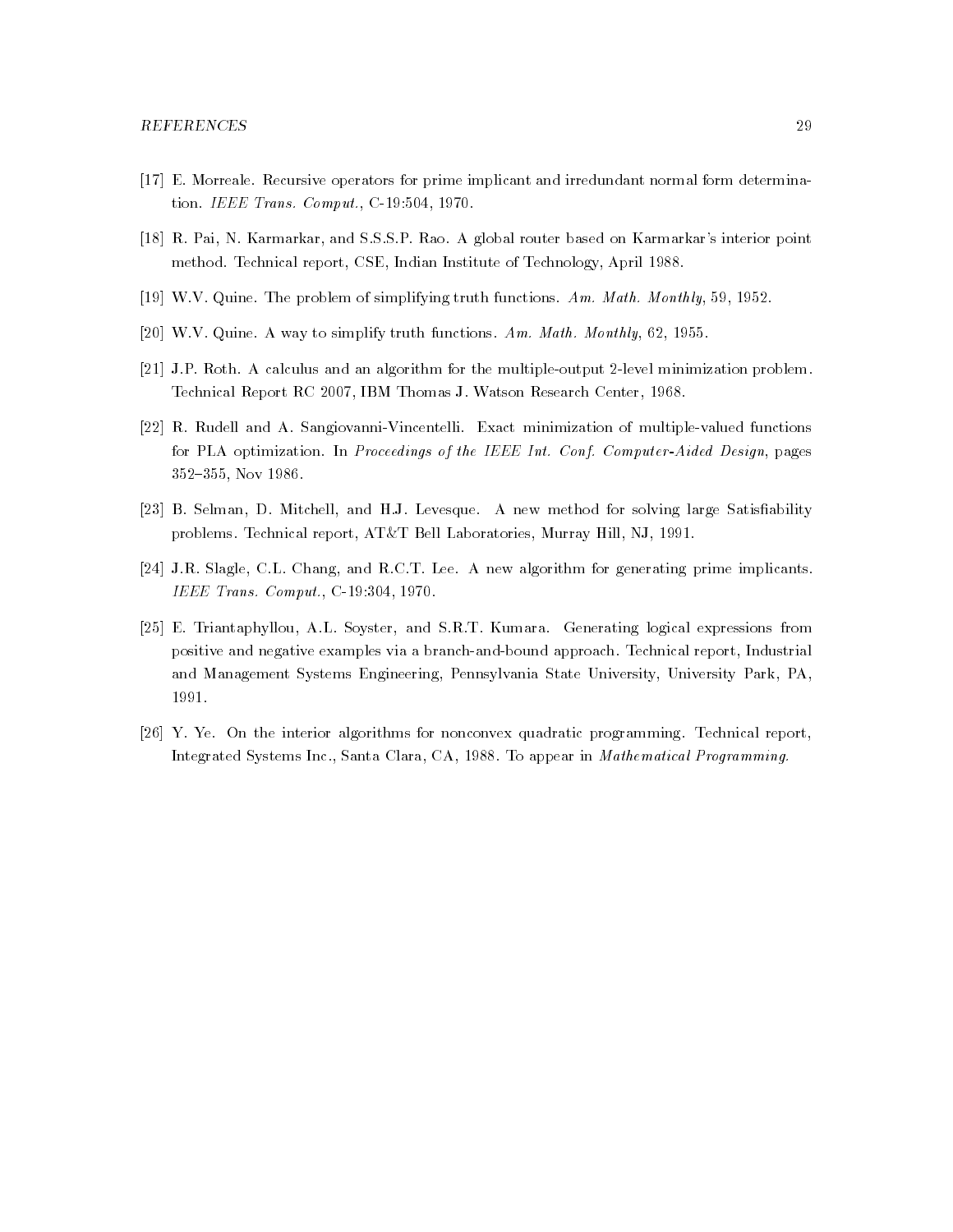[17] E. Morreale. Recursive operators for prime implicant and irredundant normal form determination. *IEEE Trans. Comput.*, C-19:504, 1970.

[18] R. Pai, N. Karmarkar, and S.S.S.P. Rao. A global router based on Karmarkar's interior point method. Technical report, CSE, Indian Institute of Technology, April 1988.

[19] W.V. Quine. The problem of simplifying truth functions. *Am. Math. Monthly*, 59, 1952.

[20] W.V. Quine. A way to simplify truth functions. *Am. Math. Monthly*, 62, 1955.

[21] J.P. Roth. A calculus and an algorithm for the multiple-output 2-level minimization problem. Technical Report RC 2007, IBM Thomas J. Watson Research Center, 1968.

[22] R. Rudell and A. Sangiovanni-Vincentelli. Exact minimization of multiple-valued functions for PLA optimization. In *Proceedings of the IEEE Int. Conf. Computer-Aided Design*, pages 352–355, Nov 1986.

[23] B. Selman, D. Mitchell, and H.J. Levesque. A new method for solving large Satisfiability problems. Technical report, AT&T Bell Laboratories, Murray Hill, NJ, 1991.

[24] J.R. Slagle, C.L. Chang, and R.C.T. Lee. A new algorithm for generating prime implicants. *IEEE Trans. Comput.*, C-19:304, 1970.

[25] E. Triantaphyllou, A.L. Soyster, and S.R.T. Kumara. Generating logical expressions from positive and negative examples via a branch-and-bound approach. Technical report, Industrial and Management Systems Engineering, Pennsylvania State University, University Park, PA, 1991.

[26] Y. Ye. On the interior algorithms for nonconvex quadratic programming. Technical report, Integrated Systems Inc., Santa Clara, CA, 1988. To appear in *Mathematical Programming.*